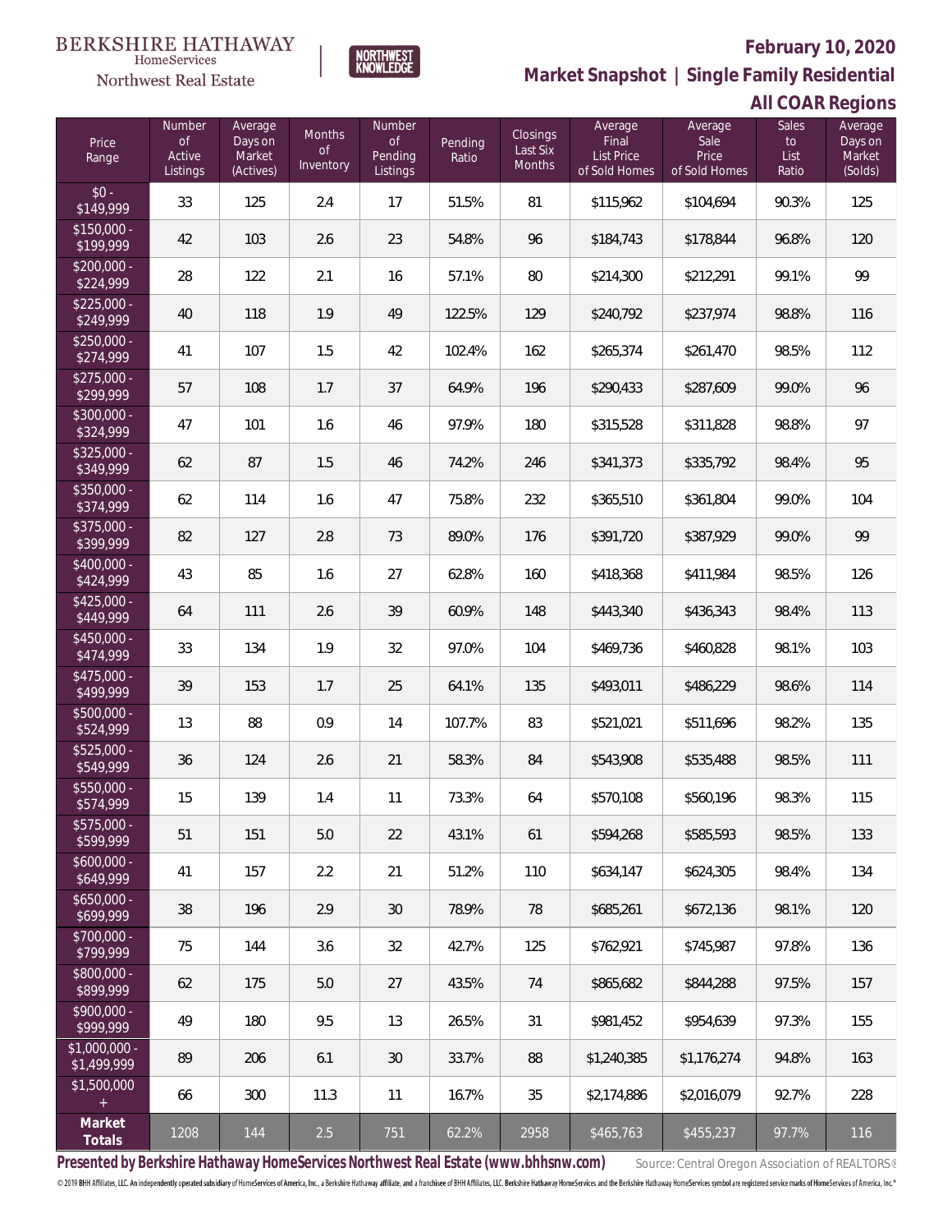BERKSHIRE HATHAWAY HomeServices Northwest Real Estate

NORTHWEST KNOWLEDGE

**February 10, 2020**

**Market Snapshot | Single Family Residential**

**All COAR Regions**

| Price Range | Number of Active Listings | Average Days on Market (Actives) | Months of Inventory | Number of Pending Listings | Pending Ratio | Closings Last Six Months | Average Final List Price of Sold Homes | Average Sale Price of Sold Homes | Sales to List Ratio | Average Days on Market (Solds) |
|---|---|---|---|---|---|---|---|---|---|---|
| $0 - $149,999 | 33 | 125 | 2.4 | 17 | 51.5% | 81 | $115,962 | $104,694 | 90.3% | 125 |
| $150,000 - $199,999 | 42 | 103 | 2.6 | 23 | 54.8% | 96 | $184,743 | $178,844 | 96.8% | 120 |
| $200,000 - $224,999 | 28 | 122 | 2.1 | 16 | 57.1% | 80 | $214,300 | $212,291 | 99.1% | 99 |
| $225,000 - $249,999 | 40 | 118 | 1.9 | 49 | 122.5% | 129 | $240,792 | $237,974 | 98.8% | 116 |
| $250,000 - $274,999 | 41 | 107 | 1.5 | 42 | 102.4% | 162 | $265,374 | $261,470 | 98.5% | 112 |
| $275,000 - $299,999 | 57 | 108 | 1.7 | 37 | 64.9% | 196 | $290,433 | $287,609 | 99.0% | 96 |
| $300,000 - $324,999 | 47 | 101 | 1.6 | 46 | 97.9% | 180 | $315,528 | $311,828 | 98.8% | 97 |
| $325,000 - $349,999 | 62 | 87 | 1.5 | 46 | 74.2% | 246 | $341,373 | $335,792 | 98.4% | 95 |
| $350,000 - $374,999 | 62 | 114 | 1.6 | 47 | 75.8% | 232 | $365,510 | $361,804 | 99.0% | 104 |
| $375,000 - $399,999 | 82 | 127 | 2.8 | 73 | 89.0% | 176 | $391,720 | $387,929 | 99.0% | 99 |
| $400,000 - $424,999 | 43 | 85 | 1.6 | 27 | 62.8% | 160 | $418,368 | $411,984 | 98.5% | 126 |
| $425,000 - $449,999 | 64 | 111 | 2.6 | 39 | 60.9% | 148 | $443,340 | $436,343 | 98.4% | 113 |
| $450,000 - $474,999 | 33 | 134 | 1.9 | 32 | 97.0% | 104 | $469,736 | $460,828 | 98.1% | 103 |
| $475,000 - $499,999 | 39 | 153 | 1.7 | 25 | 64.1% | 135 | $493,011 | $486,229 | 98.6% | 114 |
| $500,000 - $524,999 | 13 | 88 | 0.9 | 14 | 107.7% | 83 | $521,021 | $511,696 | 98.2% | 135 |
| $525,000 - $549,999 | 36 | 124 | 2.6 | 21 | 58.3% | 84 | $543,908 | $535,488 | 98.5% | 111 |
| $550,000 - $574,999 | 15 | 139 | 1.4 | 11 | 73.3% | 64 | $570,108 | $560,196 | 98.3% | 115 |
| $575,000 - $599,999 | 51 | 151 | 5.0 | 22 | 43.1% | 61 | $594,268 | $585,593 | 98.5% | 133 |
| $600,000 - $649,999 | 41 | 157 | 2.2 | 21 | 51.2% | 110 | $634,147 | $624,305 | 98.4% | 134 |
| $650,000 - $699,999 | 38 | 196 | 2.9 | 30 | 78.9% | 78 | $685,261 | $672,136 | 98.1% | 120 |
| $700,000 - $799,999 | 75 | 144 | 3.6 | 32 | 42.7% | 125 | $762,921 | $745,987 | 97.8% | 136 |
| $800,000 - $899,999 | 62 | 175 | 5.0 | 27 | 43.5% | 74 | $865,682 | $844,288 | 97.5% | 157 |
| $900,000 - $999,999 | 49 | 180 | 9.5 | 13 | 26.5% | 31 | $981,452 | $954,639 | 97.3% | 155 |
| $1,000,000 - $1,499,999 | 89 | 206 | 6.1 | 30 | 33.7% | 88 | $1,240,385 | $1,176,274 | 94.8% | 163 |
| $1,500,000 + | 66 | 300 | 11.3 | 11 | 16.7% | 35 | $2,174,886 | $2,016,079 | 92.7% | 228 |
| **Market Totals** | 1208 | 144 | 2.5 | 751 | 62.2% | 2958 | $465,763 | $455,237 | 97.7% | 116 |

**Presented by Berkshire Hathaway HomeServices Northwest Real Estate (www.bhhsnw.com)** Source: Central Oregon Association of REALTORS®

© 2019 BHH Affiliates, LLC. An independently operated subsidiary of HomeServices of America, Inc., a Berkshire Hathaway affiliate, and a franchisee of BHH Affiliates, LLC. Berkshire Hathaway HomeServices and the Berkshire Hathaway HomeServices symbol are registered service marks of HomeServices of America, Inc.®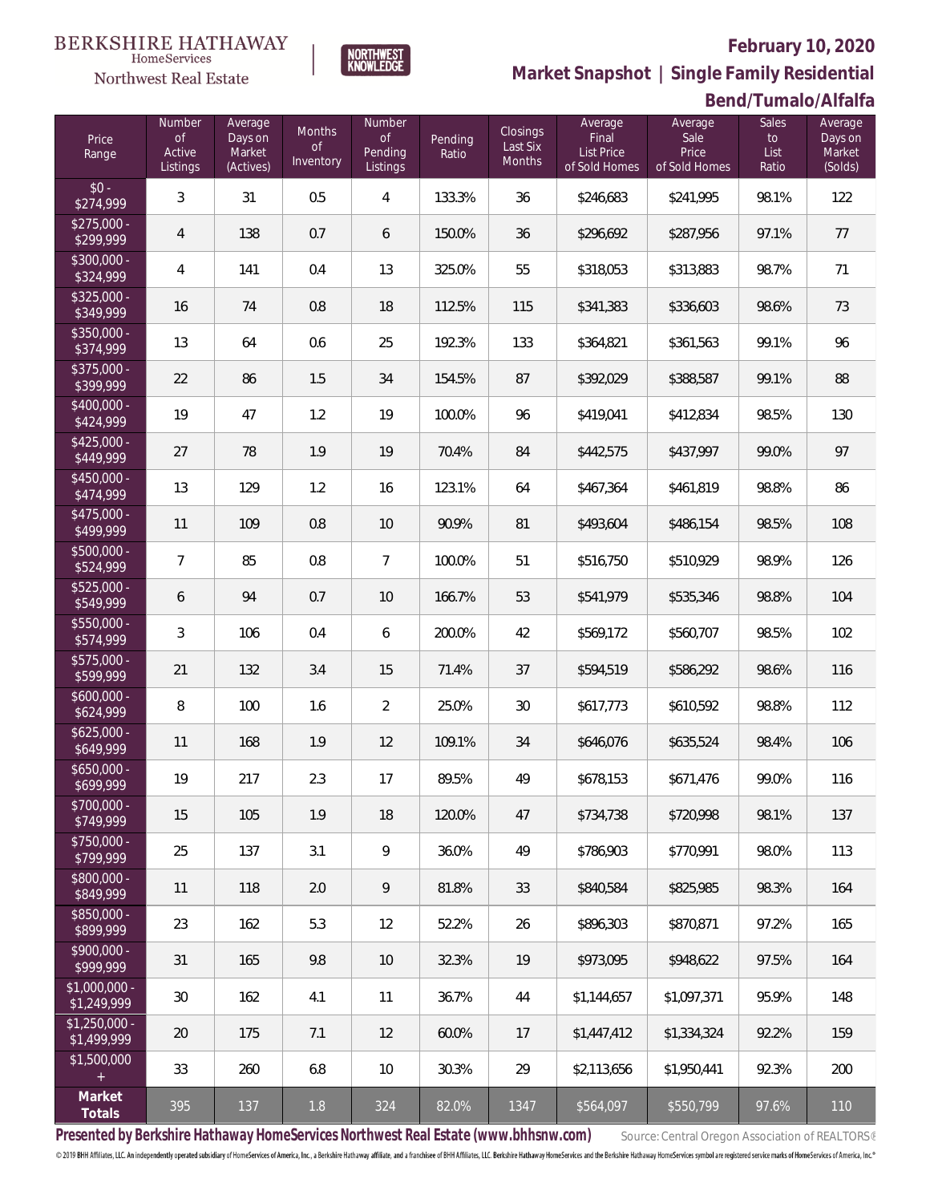BERKSHIRE HATHAWAY HomeServices Northwest Real Estate

NORTHWEST KNOWLEDGE

## February 10, 2020

## Market Snapshot | Single Family Residential

## Bend/Tumalo/Alfalfa

| Price Range | Number of Active Listings | Average Days on Market (Actives) | Months of Inventory | Number of Pending Listings | Pending Ratio | Closings Last Six Months | Average Final List Price of Sold Homes | Average Sale Price of Sold Homes | Sales to List Ratio | Average Days on Market (Solds) |
|---|---|---|---|---|---|---|---|---|---|---|
| $0 - $274,999 | 3 | 31 | 0.5 | 4 | 133.3% | 36 | $246,683 | $241,995 | 98.1% | 122 |
| $275,000 - $299,999 | 4 | 138 | 0.7 | 6 | 150.0% | 36 | $296,692 | $287,956 | 97.1% | 77 |
| $300,000 - $324,999 | 4 | 141 | 0.4 | 13 | 325.0% | 55 | $318,053 | $313,883 | 98.7% | 71 |
| $325,000 - $349,999 | 16 | 74 | 0.8 | 18 | 112.5% | 115 | $341,383 | $336,603 | 98.6% | 73 |
| $350,000 - $374,999 | 13 | 64 | 0.6 | 25 | 192.3% | 133 | $364,821 | $361,563 | 99.1% | 96 |
| $375,000 - $399,999 | 22 | 86 | 1.5 | 34 | 154.5% | 87 | $392,029 | $388,587 | 99.1% | 88 |
| $400,000 - $424,999 | 19 | 47 | 1.2 | 19 | 100.0% | 96 | $419,041 | $412,834 | 98.5% | 130 |
| $425,000 - $449,999 | 27 | 78 | 1.9 | 19 | 70.4% | 84 | $442,575 | $437,997 | 99.0% | 97 |
| $450,000 - $474,999 | 13 | 129 | 1.2 | 16 | 123.1% | 64 | $467,364 | $461,819 | 98.8% | 86 |
| $475,000 - $499,999 | 11 | 109 | 0.8 | 10 | 90.9% | 81 | $493,604 | $486,154 | 98.5% | 108 |
| $500,000 - $524,999 | 7 | 85 | 0.8 | 7 | 100.0% | 51 | $516,750 | $510,929 | 98.9% | 126 |
| $525,000 - $549,999 | 6 | 94 | 0.7 | 10 | 166.7% | 53 | $541,979 | $535,346 | 98.8% | 104 |
| $550,000 - $574,999 | 3 | 106 | 0.4 | 6 | 200.0% | 42 | $569,172 | $560,707 | 98.5% | 102 |
| $575,000 - $599,999 | 21 | 132 | 3.4 | 15 | 71.4% | 37 | $594,519 | $586,292 | 98.6% | 116 |
| $600,000 - $624,999 | 8 | 100 | 1.6 | 2 | 25.0% | 30 | $617,773 | $610,592 | 98.8% | 112 |
| $625,000 - $649,999 | 11 | 168 | 1.9 | 12 | 109.1% | 34 | $646,076 | $635,524 | 98.4% | 106 |
| $650,000 - $699,999 | 19 | 217 | 2.3 | 17 | 89.5% | 49 | $678,153 | $671,476 | 99.0% | 116 |
| $700,000 - $749,999 | 15 | 105 | 1.9 | 18 | 120.0% | 47 | $734,738 | $720,998 | 98.1% | 137 |
| $750,000 - $799,999 | 25 | 137 | 3.1 | 9 | 36.0% | 49 | $786,903 | $770,991 | 98.0% | 113 |
| $800,000 - $849,999 | 11 | 118 | 2.0 | 9 | 81.8% | 33 | $840,584 | $825,985 | 98.3% | 164 |
| $850,000 - $899,999 | 23 | 162 | 5.3 | 12 | 52.2% | 26 | $896,303 | $870,871 | 97.2% | 165 |
| $900,000 - $999,999 | 31 | 165 | 9.8 | 10 | 32.3% | 19 | $973,095 | $948,622 | 97.5% | 164 |
| $1,000,000 - $1,249,999 | 30 | 162 | 4.1 | 11 | 36.7% | 44 | $1,144,657 | $1,097,371 | 95.9% | 148 |
| $1,250,000 - $1,499,999 | 20 | 175 | 7.1 | 12 | 60.0% | 17 | $1,447,412 | $1,334,324 | 92.2% | 159 |
| $1,500,000 + | 33 | 260 | 6.8 | 10 | 30.3% | 29 | $2,113,656 | $1,950,441 | 92.3% | 200 |
| **Market Totals** | 395 | 137 | 1.8 | 324 | 82.0% | 1347 | $564,097 | $550,799 | 97.6% | 110 |

**Presented by Berkshire Hathaway HomeServices Northwest Real Estate (www.bhhsnw.com)** Source: Central Oregon Association of REALTORS®

© 2019 BHH Affiliates, LLC. An independently operated subsidiary of HomeServices of America, Inc., a Berkshire Hathaway affiliate, and a franchisee of BHH Affiliates, LLC. Berkshire Hathaway HomeServices and the Berkshire Hathaway HomeServices symbol are registered service marks of HomeServices of America, Inc.®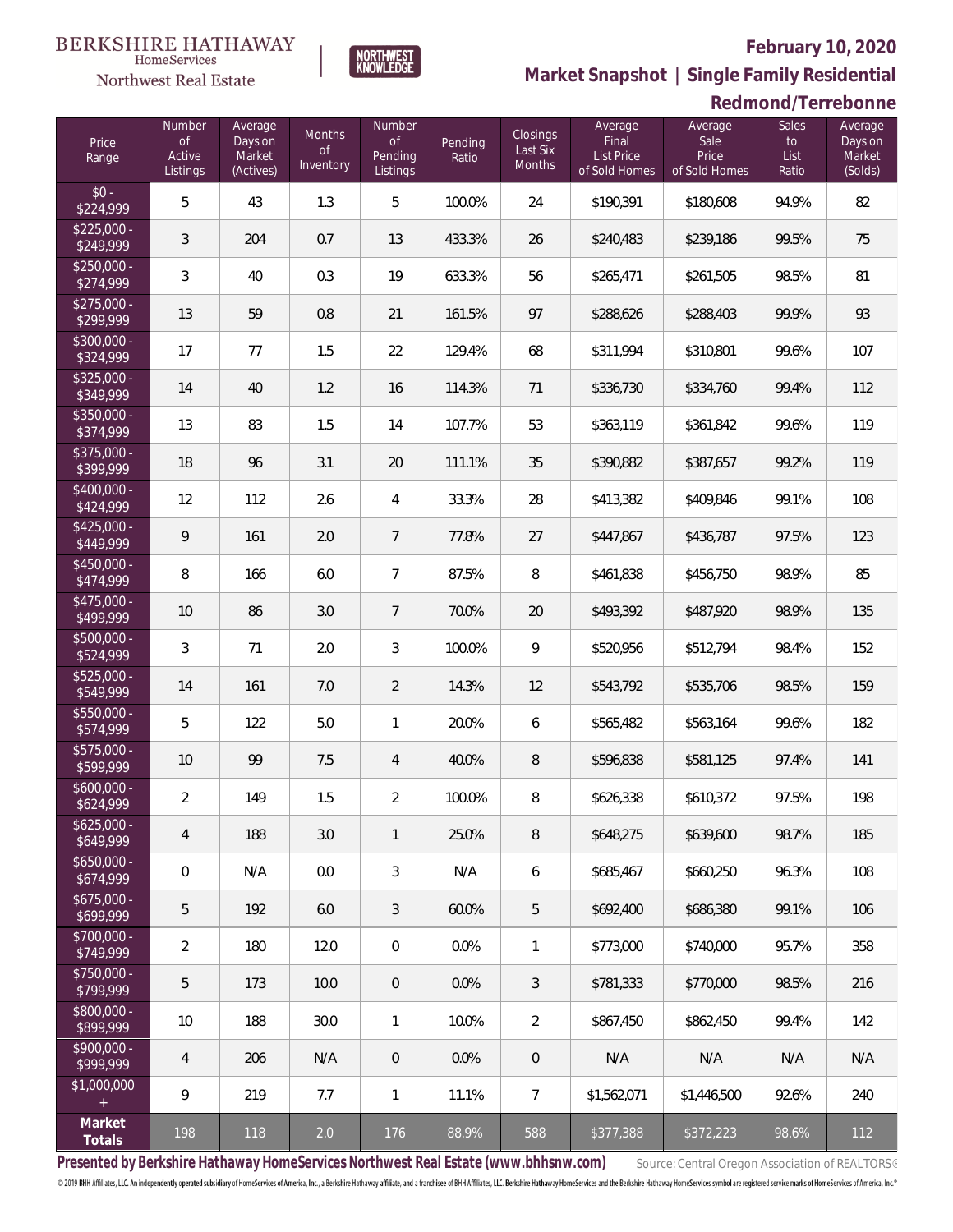BERKSHIRE HATHAWAY HomeServices Northwest Real Estate | NORTHWEST KNOWLEDGE

# February 10, 2020

## Market Snapshot | Single Family Residential

## Redmond/Terrebonne

| Price Range | Number of Active Listings | Average Days on Market (Actives) | Months of Inventory | Number of Pending Listings | Pending Ratio | Closings Last Six Months | Average Final List Price of Sold Homes | Average Sale Price of Sold Homes | Sales to List Ratio | Average Days on Market (Solds) |
|---|---|---|---|---|---|---|---|---|---|---|
| $0 - $224,999 | 5 | 43 | 1.3 | 5 | 100.0% | 24 | $190,391 | $180,608 | 94.9% | 82 |
| $225,000 - $249,999 | 3 | 204 | 0.7 | 13 | 433.3% | 26 | $240,483 | $239,186 | 99.5% | 75 |
| $250,000 - $274,999 | 3 | 40 | 0.3 | 19 | 633.3% | 56 | $265,471 | $261,505 | 98.5% | 81 |
| $275,000 - $299,999 | 13 | 59 | 0.8 | 21 | 161.5% | 97 | $288,626 | $288,403 | 99.9% | 93 |
| $300,000 - $324,999 | 17 | 77 | 1.5 | 22 | 129.4% | 68 | $311,994 | $310,801 | 99.6% | 107 |
| $325,000 - $349,999 | 14 | 40 | 1.2 | 16 | 114.3% | 71 | $336,730 | $334,760 | 99.4% | 112 |
| $350,000 - $374,999 | 13 | 83 | 1.5 | 14 | 107.7% | 53 | $363,119 | $361,842 | 99.6% | 119 |
| $375,000 - $399,999 | 18 | 96 | 3.1 | 20 | 111.1% | 35 | $390,882 | $387,657 | 99.2% | 119 |
| $400,000 - $424,999 | 12 | 112 | 2.6 | 4 | 33.3% | 28 | $413,382 | $409,846 | 99.1% | 108 |
| $425,000 - $449,999 | 9 | 161 | 2.0 | 7 | 77.8% | 27 | $447,867 | $436,787 | 97.5% | 123 |
| $450,000 - $474,999 | 8 | 166 | 6.0 | 7 | 87.5% | 8 | $461,838 | $456,750 | 98.9% | 85 |
| $475,000 - $499,999 | 10 | 86 | 3.0 | 7 | 70.0% | 20 | $493,392 | $487,920 | 98.9% | 135 |
| $500,000 - $524,999 | 3 | 71 | 2.0 | 3 | 100.0% | 9 | $520,956 | $512,794 | 98.4% | 152 |
| $525,000 - $549,999 | 14 | 161 | 7.0 | 2 | 14.3% | 12 | $543,792 | $535,706 | 98.5% | 159 |
| $550,000 - $574,999 | 5 | 122 | 5.0 | 1 | 20.0% | 6 | $565,482 | $563,164 | 99.6% | 182 |
| $575,000 - $599,999 | 10 | 99 | 7.5 | 4 | 40.0% | 8 | $596,838 | $581,125 | 97.4% | 141 |
| $600,000 - $624,999 | 2 | 149 | 1.5 | 2 | 100.0% | 8 | $626,338 | $610,372 | 97.5% | 198 |
| $625,000 - $649,999 | 4 | 188 | 3.0 | 1 | 25.0% | 8 | $648,275 | $639,600 | 98.7% | 185 |
| $650,000 - $674,999 | 0 | N/A | 0.0 | 3 | N/A | 6 | $685,467 | $660,250 | 96.3% | 108 |
| $675,000 - $699,999 | 5 | 192 | 6.0 | 3 | 60.0% | 5 | $692,400 | $686,380 | 99.1% | 106 |
| $700,000 - $749,999 | 2 | 180 | 12.0 | 0 | 0.0% | 1 | $773,000 | $740,000 | 95.7% | 358 |
| $750,000 - $799,999 | 5 | 173 | 10.0 | 0 | 0.0% | 3 | $781,333 | $770,000 | 98.5% | 216 |
| $800,000 - $899,999 | 10 | 188 | 30.0 | 1 | 10.0% | 2 | $867,450 | $862,450 | 99.4% | 142 |
| $900,000 - $999,999 | 4 | 206 | N/A | 0 | 0.0% | 0 | N/A | N/A | N/A | N/A |
| $1,000,000 + | 9 | 219 | 7.7 | 1 | 11.1% | 7 | $1,562,071 | $1,446,500 | 92.6% | 240 |
| **Market Totals** | 198 | 118 | 2.0 | 176 | 88.9% | 588 | $377,388 | $372,223 | 98.6% | 112 |

**Presented by Berkshire Hathaway HomeServices Northwest Real Estate (www.bhhsnw.com)** Source: Central Oregon Association of REALTORS®

© 2019 BHH Affiliates, LLC. An independently operated subsidiary of HomeServices of America, Inc., a Berkshire Hathaway affiliate, and a franchisee of BHH Affiliates, LLC. Berkshire Hathaway HomeServices and the Berkshire Hathaway HomeServices symbol are registered service marks of HomeServices of America, Inc.®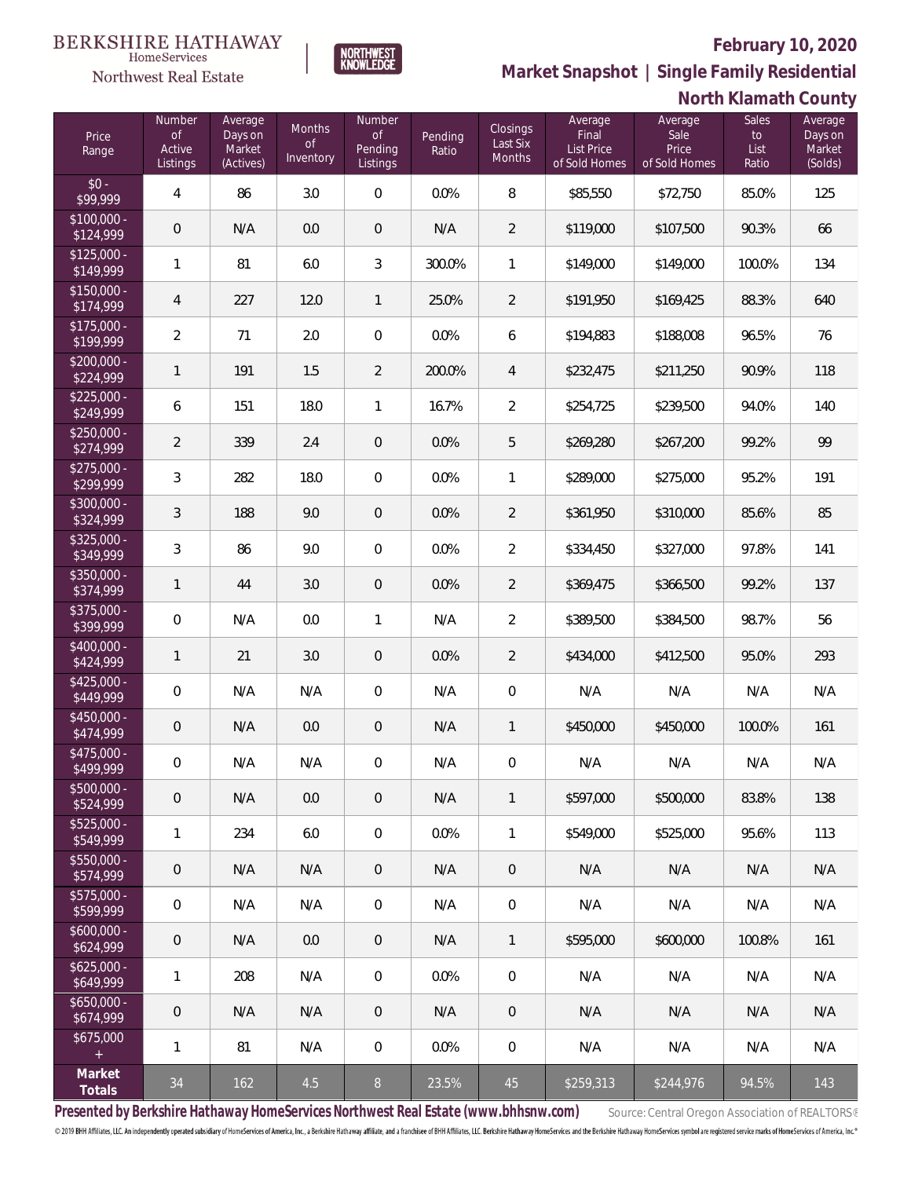BERKSHIRE HATHAWAY HomeServices Northwest Real Estate

NORTHWEST KNOWLEDGE

**February 10, 2020**

**Market Snapshot | Single Family Residential**

**North Klamath County**

| Price Range | Number of Active Listings | Average Days on Market (Actives) | Months of Inventory | Number of Pending Listings | Pending Ratio | Closings Last Six Months | Average Final List Price of Sold Homes | Average Sale Price of Sold Homes | Sales to List Ratio | Average Days on Market (Solds) |
|---|---|---|---|---|---|---|---|---|---|---|
| $0 - $99,999 | 4 | 86 | 3.0 | 0 | 0.0% | 8 | $85,550 | $72,750 | 85.0% | 125 |
| $100,000 - $124,999 | 0 | N/A | 0.0 | 0 | N/A | 2 | $119,000 | $107,500 | 90.3% | 66 |
| $125,000 - $149,999 | 1 | 81 | 6.0 | 3 | 300.0% | 1 | $149,000 | $149,000 | 100.0% | 134 |
| $150,000 - $174,999 | 4 | 227 | 12.0 | 1 | 25.0% | 2 | $191,950 | $169,425 | 88.3% | 640 |
| $175,000 - $199,999 | 2 | 71 | 2.0 | 0 | 0.0% | 6 | $194,883 | $188,008 | 96.5% | 76 |
| $200,000 - $224,999 | 1 | 191 | 1.5 | 2 | 200.0% | 4 | $232,475 | $211,250 | 90.9% | 118 |
| $225,000 - $249,999 | 6 | 151 | 18.0 | 1 | 16.7% | 2 | $254,725 | $239,500 | 94.0% | 140 |
| $250,000 - $274,999 | 2 | 339 | 2.4 | 0 | 0.0% | 5 | $269,280 | $267,200 | 99.2% | 99 |
| $275,000 - $299,999 | 3 | 282 | 18.0 | 0 | 0.0% | 1 | $289,000 | $275,000 | 95.2% | 191 |
| $300,000 - $324,999 | 3 | 188 | 9.0 | 0 | 0.0% | 2 | $361,950 | $310,000 | 85.6% | 85 |
| $325,000 - $349,999 | 3 | 86 | 9.0 | 0 | 0.0% | 2 | $334,450 | $327,000 | 97.8% | 141 |
| $350,000 - $374,999 | 1 | 44 | 3.0 | 0 | 0.0% | 2 | $369,475 | $366,500 | 99.2% | 137 |
| $375,000 - $399,999 | 0 | N/A | 0.0 | 1 | N/A | 2 | $389,500 | $384,500 | 98.7% | 56 |
| $400,000 - $424,999 | 1 | 21 | 3.0 | 0 | 0.0% | 2 | $434,000 | $412,500 | 95.0% | 293 |
| $425,000 - $449,999 | 0 | N/A | N/A | 0 | N/A | 0 | N/A | N/A | N/A | N/A |
| $450,000 - $474,999 | 0 | N/A | 0.0 | 0 | N/A | 1 | $450,000 | $450,000 | 100.0% | 161 |
| $475,000 - $499,999 | 0 | N/A | N/A | 0 | N/A | 0 | N/A | N/A | N/A | N/A |
| $500,000 - $524,999 | 0 | N/A | 0.0 | 0 | N/A | 1 | $597,000 | $500,000 | 83.8% | 138 |
| $525,000 - $549,999 | 1 | 234 | 6.0 | 0 | 0.0% | 1 | $549,000 | $525,000 | 95.6% | 113 |
| $550,000 - $574,999 | 0 | N/A | N/A | 0 | N/A | 0 | N/A | N/A | N/A | N/A |
| $575,000 - $599,999 | 0 | N/A | N/A | 0 | N/A | 0 | N/A | N/A | N/A | N/A |
| $600,000 - $624,999 | 0 | N/A | 0.0 | 0 | N/A | 1 | $595,000 | $600,000 | 100.8% | 161 |
| $625,000 - $649,999 | 1 | 208 | N/A | 0 | 0.0% | 0 | N/A | N/A | N/A | N/A |
| $650,000 - $674,999 | 0 | N/A | N/A | 0 | N/A | 0 | N/A | N/A | N/A | N/A |
| $675,000 + | 1 | 81 | N/A | 0 | 0.0% | 0 | N/A | N/A | N/A | N/A |
| **Market Totals** | 34 | 162 | 4.5 | 8 | 23.5% | 45 | $259,313 | $244,976 | 94.5% | 143 |

**Presented by Berkshire Hathaway HomeServices Northwest Real Estate (www.bhhsnw.com)** Source: Central Oregon Association of REALTORS®

© 2019 BHH Affiliates, LLC. An independently operated subsidiary of HomeServices of America, Inc., a Berkshire Hathaway affiliate, and a franchisee of BHH Affiliates, LLC. Berkshire Hathaway HomeServices and the Berkshire Hathaway HomeServices symbol are registered service marks of HomeServices of America, Inc.®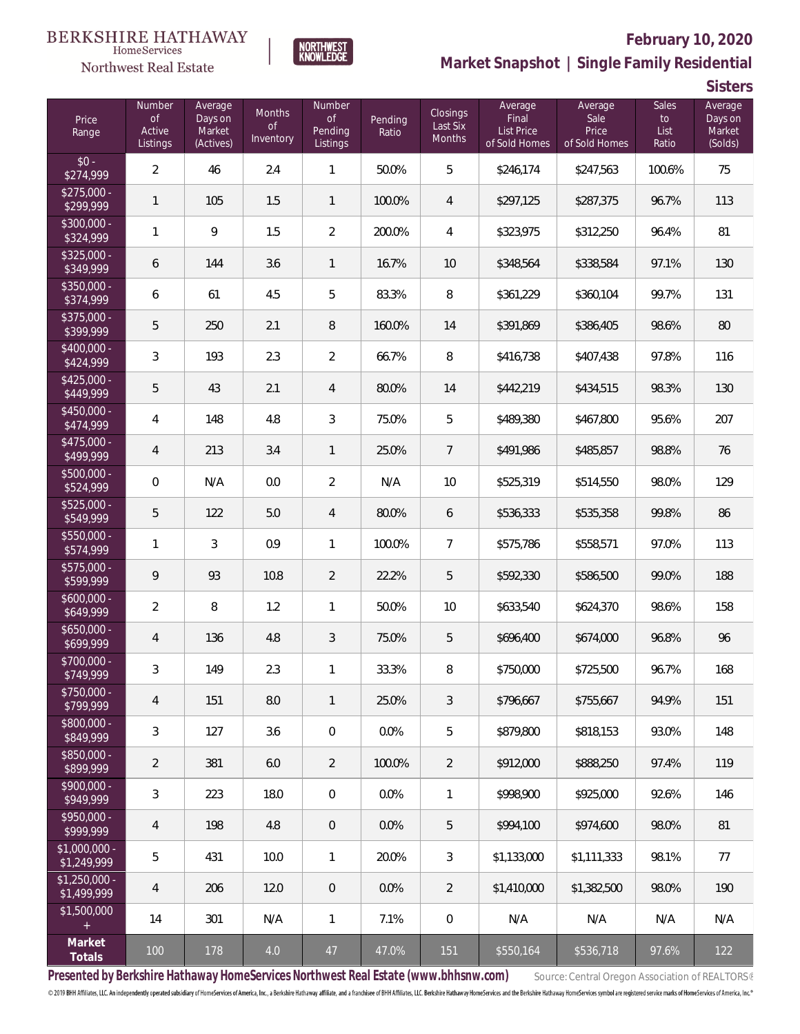BERKSHIRE HATHAWAY HomeServices Northwest Real Estate

NORTHWEST KNOWLEDGE

# February 10, 2020

## Market Snapshot | Single Family Residential

### Sisters

| Price Range | Number of Active Listings | Average Days on Market (Actives) | Months of Inventory | Number of Pending Listings | Pending Ratio | Closings Last Six Months | Average Final List Price of Sold Homes | Average Sale Price of Sold Homes | Sales to List Ratio | Average Days on Market (Solds) |
|---|---|---|---|---|---|---|---|---|---|---|
| $0 - $274,999 | 2 | 46 | 2.4 | 1 | 50.0% | 5 | $246,174 | $247,563 | 100.6% | 75 |
| $275,000 - $299,999 | 1 | 105 | 1.5 | 1 | 100.0% | 4 | $297,125 | $287,375 | 96.7% | 113 |
| $300,000 - $324,999 | 1 | 9 | 1.5 | 2 | 200.0% | 4 | $323,975 | $312,250 | 96.4% | 81 |
| $325,000 - $349,999 | 6 | 144 | 3.6 | 1 | 16.7% | 10 | $348,564 | $338,584 | 97.1% | 130 |
| $350,000 - $374,999 | 6 | 61 | 4.5 | 5 | 83.3% | 8 | $361,229 | $360,104 | 99.7% | 131 |
| $375,000 - $399,999 | 5 | 250 | 2.1 | 8 | 160.0% | 14 | $391,869 | $386,405 | 98.6% | 80 |
| $400,000 - $424,999 | 3 | 193 | 2.3 | 2 | 66.7% | 8 | $416,738 | $407,438 | 97.8% | 116 |
| $425,000 - $449,999 | 5 | 43 | 2.1 | 4 | 80.0% | 14 | $442,219 | $434,515 | 98.3% | 130 |
| $450,000 - $474,999 | 4 | 148 | 4.8 | 3 | 75.0% | 5 | $489,380 | $467,800 | 95.6% | 207 |
| $475,000 - $499,999 | 4 | 213 | 3.4 | 1 | 25.0% | 7 | $491,986 | $485,857 | 98.8% | 76 |
| $500,000 - $524,999 | 0 | N/A | 0.0 | 2 | N/A | 10 | $525,319 | $514,550 | 98.0% | 129 |
| $525,000 - $549,999 | 5 | 122 | 5.0 | 4 | 80.0% | 6 | $536,333 | $535,358 | 99.8% | 86 |
| $550,000 - $574,999 | 1 | 3 | 0.9 | 1 | 100.0% | 7 | $575,786 | $558,571 | 97.0% | 113 |
| $575,000 - $599,999 | 9 | 93 | 10.8 | 2 | 22.2% | 5 | $592,330 | $586,500 | 99.0% | 188 |
| $600,000 - $649,999 | 2 | 8 | 1.2 | 1 | 50.0% | 10 | $633,540 | $624,370 | 98.6% | 158 |
| $650,000 - $699,999 | 4 | 136 | 4.8 | 3 | 75.0% | 5 | $696,400 | $674,000 | 96.8% | 96 |
| $700,000 - $749,999 | 3 | 149 | 2.3 | 1 | 33.3% | 8 | $750,000 | $725,500 | 96.7% | 168 |
| $750,000 - $799,999 | 4 | 151 | 8.0 | 1 | 25.0% | 3 | $796,667 | $755,667 | 94.9% | 151 |
| $800,000 - $849,999 | 3 | 127 | 3.6 | 0 | 0.0% | 5 | $879,800 | $818,153 | 93.0% | 148 |
| $850,000 - $899,999 | 2 | 381 | 6.0 | 2 | 100.0% | 2 | $912,000 | $888,250 | 97.4% | 119 |
| $900,000 - $949,999 | 3 | 223 | 18.0 | 0 | 0.0% | 1 | $998,900 | $925,000 | 92.6% | 146 |
| $950,000 - $999,999 | 4 | 198 | 4.8 | 0 | 0.0% | 5 | $994,100 | $974,600 | 98.0% | 81 |
| $1,000,000 - $1,249,999 | 5 | 431 | 10.0 | 1 | 20.0% | 3 | $1,133,000 | $1,111,333 | 98.1% | 77 |
| $1,250,000 - $1,499,999 | 4 | 206 | 12.0 | 0 | 0.0% | 2 | $1,410,000 | $1,382,500 | 98.0% | 190 |
| $1,500,000 + | 14 | 301 | N/A | 1 | 7.1% | 0 | N/A | N/A | N/A | N/A |
| **Market Totals** | 100 | 178 | 4.0 | 47 | 47.0% | 151 | $550,164 | $536,718 | 97.6% | 122 |

**Presented by Berkshire Hathaway HomeServices Northwest Real Estate (www.bhhsnw.com)** Source: Central Oregon Association of REALTORS®

© 2019 BHH Affiliates, LLC. An independently operated subsidiary of HomeServices of America, Inc., a Berkshire Hathaway affiliate, and a franchisee of BHH Affiliates, LLC. Berkshire Hathaway HomeServices and the Berkshire Hathaway HomeServices symbol are registered service marks of HomeServices of America, Inc.®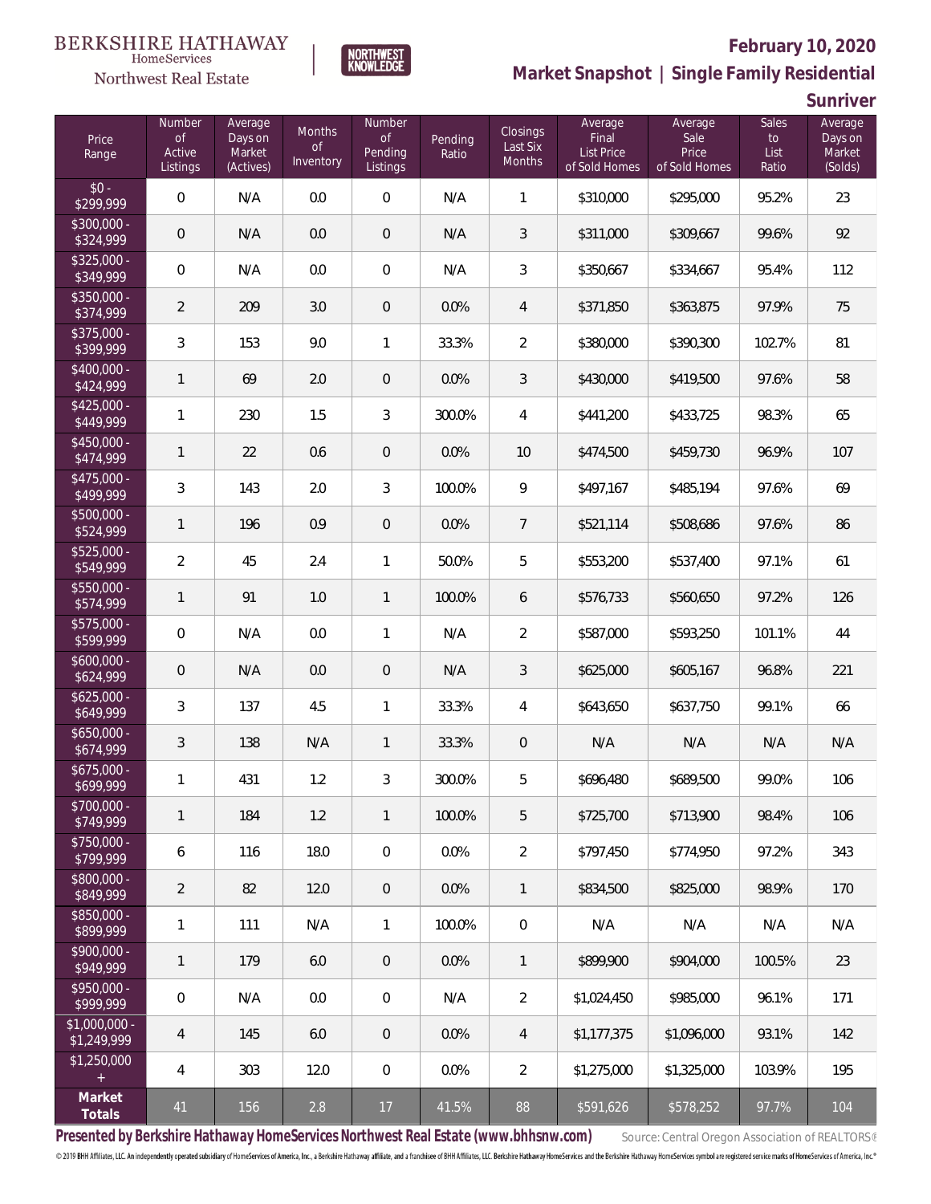BERKSHIRE HATHAWAY HomeServices Northwest Real Estate

NORTHWEST KNOWLEDGE

**February 10, 2020**

**Market Snapshot | Single Family Residential**

**Sunriver**

| Price Range | Number of Active Listings | Average Days on Market (Actives) | Months of Inventory | Number of Pending Listings | Pending Ratio | Closings Last Six Months | Average Final List Price of Sold Homes | Average Sale Price of Sold Homes | Sales to List Ratio | Average Days on Market (Solds) |
|---|---|---|---|---|---|---|---|---|---|---|
| $0 - $299,999 | 0 | N/A | 0.0 | 0 | N/A | 1 | $310,000 | $295,000 | 95.2% | 23 |
| $300,000 - $324,999 | 0 | N/A | 0.0 | 0 | N/A | 3 | $311,000 | $309,667 | 99.6% | 92 |
| $325,000 - $349,999 | 0 | N/A | 0.0 | 0 | N/A | 3 | $350,667 | $334,667 | 95.4% | 112 |
| $350,000 - $374,999 | 2 | 209 | 3.0 | 0 | 0.0% | 4 | $371,850 | $363,875 | 97.9% | 75 |
| $375,000 - $399,999 | 3 | 153 | 9.0 | 1 | 33.3% | 2 | $380,000 | $390,300 | 102.7% | 81 |
| $400,000 - $424,999 | 1 | 69 | 2.0 | 0 | 0.0% | 3 | $430,000 | $419,500 | 97.6% | 58 |
| $425,000 - $449,999 | 1 | 230 | 1.5 | 3 | 300.0% | 4 | $441,200 | $433,725 | 98.3% | 65 |
| $450,000 - $474,999 | 1 | 22 | 0.6 | 0 | 0.0% | 10 | $474,500 | $459,730 | 96.9% | 107 |
| $475,000 - $499,999 | 3 | 143 | 2.0 | 3 | 100.0% | 9 | $497,167 | $485,194 | 97.6% | 69 |
| $500,000 - $524,999 | 1 | 196 | 0.9 | 0 | 0.0% | 7 | $521,114 | $508,686 | 97.6% | 86 |
| $525,000 - $549,999 | 2 | 45 | 2.4 | 1 | 50.0% | 5 | $553,200 | $537,400 | 97.1% | 61 |
| $550,000 - $574,999 | 1 | 91 | 1.0 | 1 | 100.0% | 6 | $576,733 | $560,650 | 97.2% | 126 |
| $575,000 - $599,999 | 0 | N/A | 0.0 | 1 | N/A | 2 | $587,000 | $593,250 | 101.1% | 44 |
| $600,000 - $624,999 | 0 | N/A | 0.0 | 0 | N/A | 3 | $625,000 | $605,167 | 96.8% | 221 |
| $625,000 - $649,999 | 3 | 137 | 4.5 | 1 | 33.3% | 4 | $643,650 | $637,750 | 99.1% | 66 |
| $650,000 - $674,999 | 3 | 138 | N/A | 1 | 33.3% | 0 | N/A | N/A | N/A | N/A |
| $675,000 - $699,999 | 1 | 431 | 1.2 | 3 | 300.0% | 5 | $696,480 | $689,500 | 99.0% | 106 |
| $700,000 - $749,999 | 1 | 184 | 1.2 | 1 | 100.0% | 5 | $725,700 | $713,900 | 98.4% | 106 |
| $750,000 - $799,999 | 6 | 116 | 18.0 | 0 | 0.0% | 2 | $797,450 | $774,950 | 97.2% | 343 |
| $800,000 - $849,999 | 2 | 82 | 12.0 | 0 | 0.0% | 1 | $834,500 | $825,000 | 98.9% | 170 |
| $850,000 - $899,999 | 1 | 111 | N/A | 1 | 100.0% | 0 | N/A | N/A | N/A | N/A |
| $900,000 - $949,999 | 1 | 179 | 6.0 | 0 | 0.0% | 1 | $899,900 | $904,000 | 100.5% | 23 |
| $950,000 - $999,999 | 0 | N/A | 0.0 | 0 | N/A | 2 | $1,024,450 | $985,000 | 96.1% | 171 |
| $1,000,000 - $1,249,999 | 4 | 145 | 6.0 | 0 | 0.0% | 4 | $1,177,375 | $1,096,000 | 93.1% | 142 |
| $1,250,000 + | 4 | 303 | 12.0 | 0 | 0.0% | 2 | $1,275,000 | $1,325,000 | 103.9% | 195 |
| **Market Totals** | 41 | 156 | 2.8 | 17 | 41.5% | 88 | $591,626 | $578,252 | 97.7% | 104 |

**Presented by Berkshire Hathaway HomeServices Northwest Real Estate (www.bhhsnw.com)**

Source: Central Oregon Association of REALTORS®

© 2019 BHH Affiliates, LLC. An independently operated subsidiary of HomeServices of America, Inc., a Berkshire Hathaway affiliate, and a franchisee of BHH Affiliates, LLC. Berkshire Hathaway HomeServices and the Berkshire Hathaway HomeServices symbol are registered service marks of HomeServices of America, Inc.®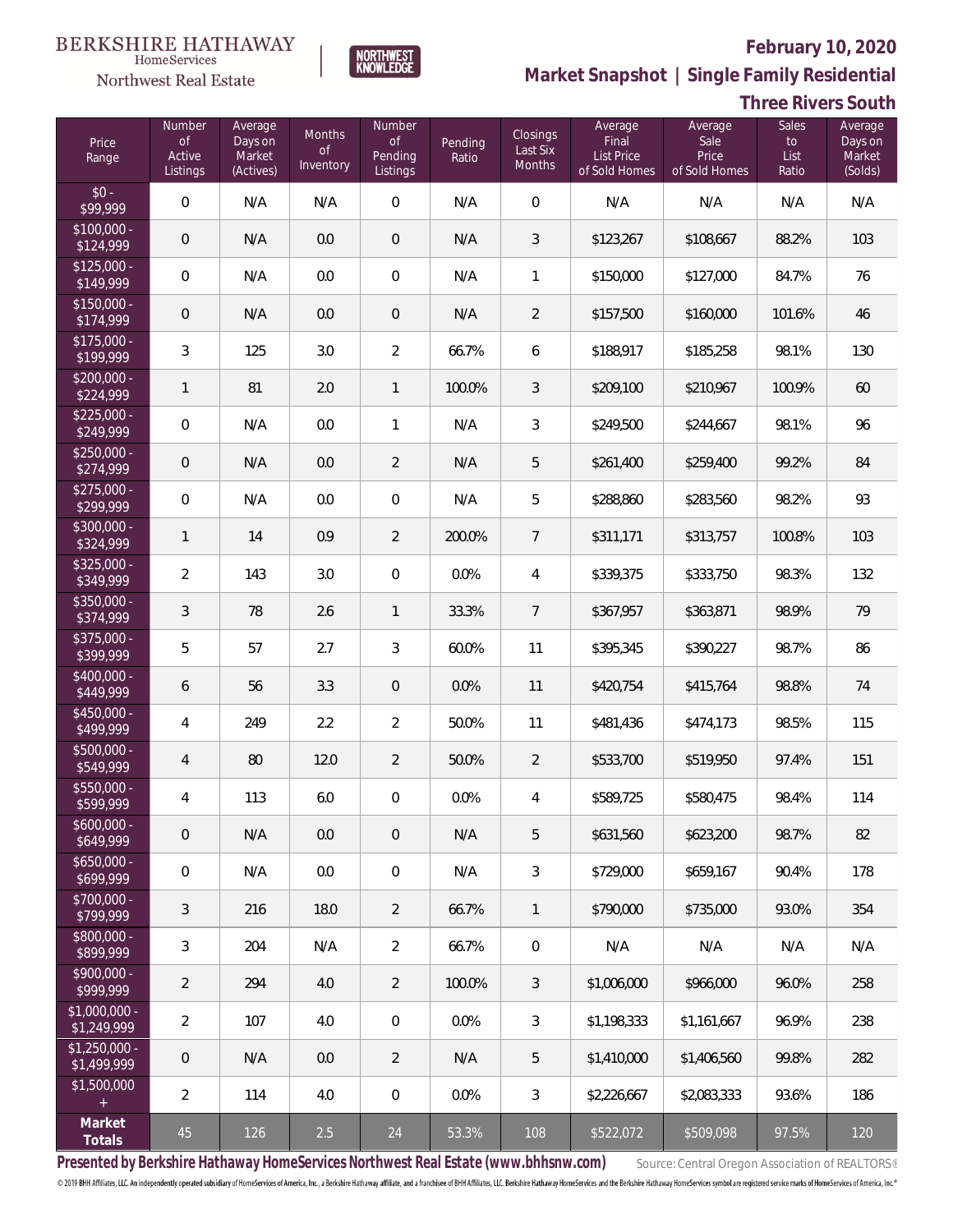BERKSHIRE HATHAWAY HomeServices Northwest Real Estate | NORTHWEST KNOWLEDGE

**February 10, 2020**

## Market Snapshot | Single Family Residential

### Three Rivers South

| Price Range | Number of Active Listings | Average Days on Market (Actives) | Months of Inventory | Number of Pending Listings | Pending Ratio | Closings Last Six Months | Average Final List Price of Sold Homes | Average Sale Price of Sold Homes | Sales to List Ratio | Average Days on Market (Solds) |
|---|---|---|---|---|---|---|---|---|---|---|
| $0 - $99,999 | 0 | N/A | N/A | 0 | N/A | 0 | N/A | N/A | N/A | N/A |
| $100,000 - $124,999 | 0 | N/A | 0.0 | 0 | N/A | 3 | $123,267 | $108,667 | 88.2% | 103 |
| $125,000 - $149,999 | 0 | N/A | 0.0 | 0 | N/A | 1 | $150,000 | $127,000 | 84.7% | 76 |
| $150,000 - $174,999 | 0 | N/A | 0.0 | 0 | N/A | 2 | $157,500 | $160,000 | 101.6% | 46 |
| $175,000 - $199,999 | 3 | 125 | 3.0 | 2 | 66.7% | 6 | $188,917 | $185,258 | 98.1% | 130 |
| $200,000 - $224,999 | 1 | 81 | 2.0 | 1 | 100.0% | 3 | $209,100 | $210,967 | 100.9% | 60 |
| $225,000 - $249,999 | 0 | N/A | 0.0 | 1 | N/A | 3 | $249,500 | $244,667 | 98.1% | 96 |
| $250,000 - $274,999 | 0 | N/A | 0.0 | 2 | N/A | 5 | $261,400 | $259,400 | 99.2% | 84 |
| $275,000 - $299,999 | 0 | N/A | 0.0 | 0 | N/A | 5 | $288,860 | $283,560 | 98.2% | 93 |
| $300,000 - $324,999 | 1 | 14 | 0.9 | 2 | 200.0% | 7 | $311,171 | $313,757 | 100.8% | 103 |
| $325,000 - $349,999 | 2 | 143 | 3.0 | 0 | 0.0% | 4 | $339,375 | $333,750 | 98.3% | 132 |
| $350,000 - $374,999 | 3 | 78 | 2.6 | 1 | 33.3% | 7 | $367,957 | $363,871 | 98.9% | 79 |
| $375,000 - $399,999 | 5 | 57 | 2.7 | 3 | 60.0% | 11 | $395,345 | $390,227 | 98.7% | 86 |
| $400,000 - $449,999 | 6 | 56 | 3.3 | 0 | 0.0% | 11 | $420,754 | $415,764 | 98.8% | 74 |
| $450,000 - $499,999 | 4 | 249 | 2.2 | 2 | 50.0% | 11 | $481,436 | $474,173 | 98.5% | 115 |
| $500,000 - $549,999 | 4 | 80 | 12.0 | 2 | 50.0% | 2 | $533,700 | $519,950 | 97.4% | 151 |
| $550,000 - $599,999 | 4 | 113 | 6.0 | 0 | 0.0% | 4 | $589,725 | $580,475 | 98.4% | 114 |
| $600,000 - $649,999 | 0 | N/A | 0.0 | 0 | N/A | 5 | $631,560 | $623,200 | 98.7% | 82 |
| $650,000 - $699,999 | 0 | N/A | 0.0 | 0 | N/A | 3 | $729,000 | $659,167 | 90.4% | 178 |
| $700,000 - $799,999 | 3 | 216 | 18.0 | 2 | 66.7% | 1 | $790,000 | $735,000 | 93.0% | 354 |
| $800,000 - $899,999 | 3 | 204 | N/A | 2 | 66.7% | 0 | N/A | N/A | N/A | N/A |
| $900,000 - $999,999 | 2 | 294 | 4.0 | 2 | 100.0% | 3 | $1,006,000 | $966,000 | 96.0% | 258 |
| $1,000,000 - $1,249,999 | 2 | 107 | 4.0 | 0 | 0.0% | 3 | $1,198,333 | $1,161,667 | 96.9% | 238 |
| $1,250,000 - $1,499,999 | 0 | N/A | 0.0 | 2 | N/A | 5 | $1,410,000 | $1,406,560 | 99.8% | 282 |
| $1,500,000 + | 2 | 114 | 4.0 | 0 | 0.0% | 3 | $2,226,667 | $2,083,333 | 93.6% | 186 |
| **Market Totals** | 45 | 126 | 2.5 | 24 | 53.3% | 108 | $522,072 | $509,098 | 97.5% | 120 |

**Presented by Berkshire Hathaway HomeServices Northwest Real Estate (www.bhhsnw.com)** Source: Central Oregon Association of REALTORS®

© 2019 BHH Affiliates, LLC. An independently operated subsidiary of HomeServices of America, Inc., a Berkshire Hathaway affiliate, and a franchisee of BHH Affiliates, LLC. Berkshire Hathaway HomeServices and the Berkshire Hathaway HomeServices symbol are registered service marks of HomeServices of America, Inc.®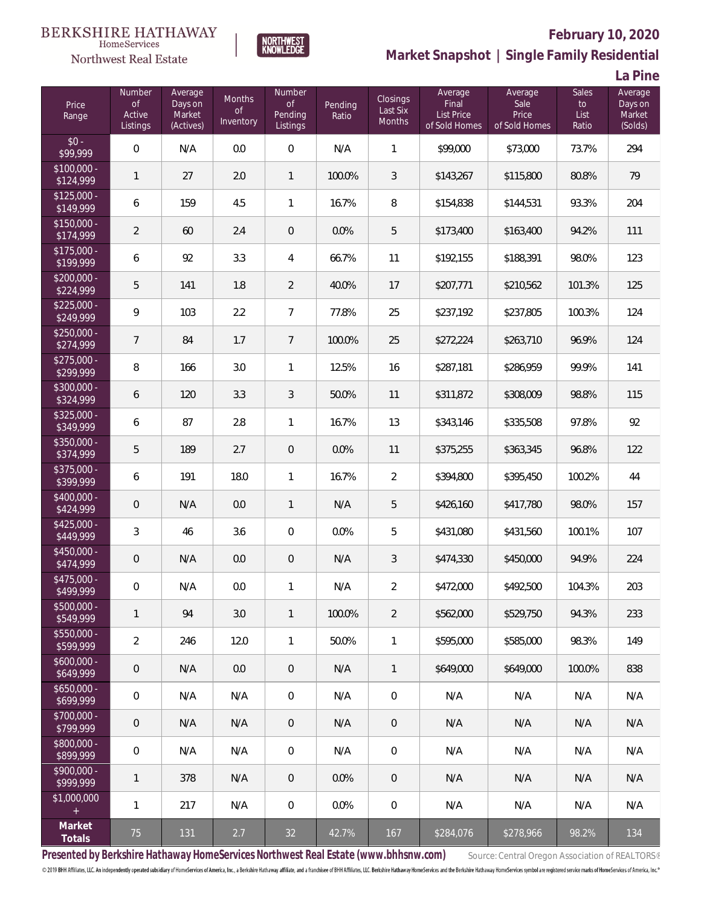BERKSHIRE HATHAWAY HomeServices Northwest Real Estate

NORTHWEST KNOWLEDGE

**February 10, 2020**

**Market Snapshot | Single Family Residential**

**La Pine**

| Price Range | Number of Active Listings | Average Days on Market (Actives) | Months of Inventory | Number of Pending Listings | Pending Ratio | Closings Last Six Months | Average Final List Price of Sold Homes | Average Sale Price of Sold Homes | Sales to List Ratio | Average Days on Market (Solds) |
|---|---|---|---|---|---|---|---|---|---|---|
| $0 - $99,999 | 0 | N/A | 0.0 | 0 | N/A | 1 | $99,000 | $73,000 | 73.7% | 294 |
| $100,000 - $124,999 | 1 | 27 | 2.0 | 1 | 100.0% | 3 | $143,267 | $115,800 | 80.8% | 79 |
| $125,000 - $149,999 | 6 | 159 | 4.5 | 1 | 16.7% | 8 | $154,838 | $144,531 | 93.3% | 204 |
| $150,000 - $174,999 | 2 | 60 | 2.4 | 0 | 0.0% | 5 | $173,400 | $163,400 | 94.2% | 111 |
| $175,000 - $199,999 | 6 | 92 | 3.3 | 4 | 66.7% | 11 | $192,155 | $188,391 | 98.0% | 123 |
| $200,000 - $224,999 | 5 | 141 | 1.8 | 2 | 40.0% | 17 | $207,771 | $210,562 | 101.3% | 125 |
| $225,000 - $249,999 | 9 | 103 | 2.2 | 7 | 77.8% | 25 | $237,192 | $237,805 | 100.3% | 124 |
| $250,000 - $274,999 | 7 | 84 | 1.7 | 7 | 100.0% | 25 | $272,224 | $263,710 | 96.9% | 124 |
| $275,000 - $299,999 | 8 | 166 | 3.0 | 1 | 12.5% | 16 | $287,181 | $286,959 | 99.9% | 141 |
| $300,000 - $324,999 | 6 | 120 | 3.3 | 3 | 50.0% | 11 | $311,872 | $308,009 | 98.8% | 115 |
| $325,000 - $349,999 | 6 | 87 | 2.8 | 1 | 16.7% | 13 | $343,146 | $335,508 | 97.8% | 92 |
| $350,000 - $374,999 | 5 | 189 | 2.7 | 0 | 0.0% | 11 | $375,255 | $363,345 | 96.8% | 122 |
| $375,000 - $399,999 | 6 | 191 | 18.0 | 1 | 16.7% | 2 | $394,800 | $395,450 | 100.2% | 44 |
| $400,000 - $424,999 | 0 | N/A | 0.0 | 1 | N/A | 5 | $426,160 | $417,780 | 98.0% | 157 |
| $425,000 - $449,999 | 3 | 46 | 3.6 | 0 | 0.0% | 5 | $431,080 | $431,560 | 100.1% | 107 |
| $450,000 - $474,999 | 0 | N/A | 0.0 | 0 | N/A | 3 | $474,330 | $450,000 | 94.9% | 224 |
| $475,000 - $499,999 | 0 | N/A | 0.0 | 1 | N/A | 2 | $472,000 | $492,500 | 104.3% | 203 |
| $500,000 - $549,999 | 1 | 94 | 3.0 | 1 | 100.0% | 2 | $562,000 | $529,750 | 94.3% | 233 |
| $550,000 - $599,999 | 2 | 246 | 12.0 | 1 | 50.0% | 1 | $595,000 | $585,000 | 98.3% | 149 |
| $600,000 - $649,999 | 0 | N/A | 0.0 | 0 | N/A | 1 | $649,000 | $649,000 | 100.0% | 838 |
| $650,000 - $699,999 | 0 | N/A | N/A | 0 | N/A | 0 | N/A | N/A | N/A | N/A |
| $700,000 - $799,999 | 0 | N/A | N/A | 0 | N/A | 0 | N/A | N/A | N/A | N/A |
| $800,000 - $899,999 | 0 | N/A | N/A | 0 | N/A | 0 | N/A | N/A | N/A | N/A |
| $900,000 - $999,999 | 1 | 378 | N/A | 0 | 0.0% | 0 | N/A | N/A | N/A | N/A |
| $1,000,000 + | 1 | 217 | N/A | 0 | 0.0% | 0 | N/A | N/A | N/A | N/A |
| **Market Totals** | 75 | 131 | 2.7 | 32 | 42.7% | 167 | $284,076 | $278,966 | 98.2% | 134 |

**Presented by Berkshire Hathaway HomeServices Northwest Real Estate (www.bhhsnw.com)** Source: Central Oregon Association of REALTORS®

© 2019 BHH Affiliates, LLC. An independently operated subsidiary of HomeServices of America, Inc., a Berkshire Hathaway affiliate, and a franchisee of BHH Affiliates, LLC. Berkshire Hathaway HomeServices and the Berkshire Hathaway HomeServices symbol are registered service marks of HomeServices of America, Inc.®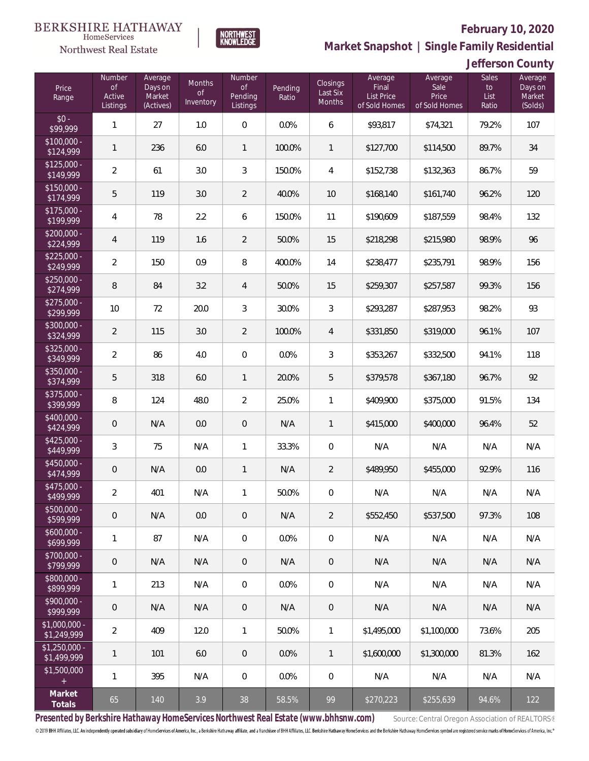BERKSHIRE HATHAWAY HomeServices Northwest Real Estate

NORTHWEST KNOWLEDGE

**February 10, 2020**

**Market Snapshot | Single Family Residential**

**Jefferson County**

| Price Range | Number of Active Listings | Average Days on Market (Actives) | Months of Inventory | Number of Pending Listings | Pending Ratio | Closings Last Six Months | Average Final List Price of Sold Homes | Average Sale Price of Sold Homes | Sales to List Ratio | Average Days on Market (Solds) |
|---|---|---|---|---|---|---|---|---|---|---|
| $0 - $99,999 | 1 | 27 | 1.0 | 0 | 0.0% | 6 | $93,817 | $74,321 | 79.2% | 107 |
| $100,000 - $124,999 | 1 | 236 | 6.0 | 1 | 100.0% | 1 | $127,700 | $114,500 | 89.7% | 34 |
| $125,000 - $149,999 | 2 | 61 | 3.0 | 3 | 150.0% | 4 | $152,738 | $132,363 | 86.7% | 59 |
| $150,000 - $174,999 | 5 | 119 | 3.0 | 2 | 40.0% | 10 | $168,140 | $161,740 | 96.2% | 120 |
| $175,000 - $199,999 | 4 | 78 | 2.2 | 6 | 150.0% | 11 | $190,609 | $187,559 | 98.4% | 132 |
| $200,000 - $224,999 | 4 | 119 | 1.6 | 2 | 50.0% | 15 | $218,298 | $215,980 | 98.9% | 96 |
| $225,000 - $249,999 | 2 | 150 | 0.9 | 8 | 400.0% | 14 | $238,477 | $235,791 | 98.9% | 156 |
| $250,000 - $274,999 | 8 | 84 | 3.2 | 4 | 50.0% | 15 | $259,307 | $257,587 | 99.3% | 156 |
| $275,000 - $299,999 | 10 | 72 | 20.0 | 3 | 30.0% | 3 | $293,287 | $287,953 | 98.2% | 93 |
| $300,000 - $324,999 | 2 | 115 | 3.0 | 2 | 100.0% | 4 | $331,850 | $319,000 | 96.1% | 107 |
| $325,000 - $349,999 | 2 | 86 | 4.0 | 0 | 0.0% | 3 | $353,267 | $332,500 | 94.1% | 118 |
| $350,000 - $374,999 | 5 | 318 | 6.0 | 1 | 20.0% | 5 | $379,578 | $367,180 | 96.7% | 92 |
| $375,000 - $399,999 | 8 | 124 | 48.0 | 2 | 25.0% | 1 | $409,900 | $375,000 | 91.5% | 134 |
| $400,000 - $424,999 | 0 | N/A | 0.0 | 0 | N/A | 1 | $415,000 | $400,000 | 96.4% | 52 |
| $425,000 - $449,999 | 3 | 75 | N/A | 1 | 33.3% | 0 | N/A | N/A | N/A | N/A |
| $450,000 - $474,999 | 0 | N/A | 0.0 | 1 | N/A | 2 | $489,950 | $455,000 | 92.9% | 116 |
| $475,000 - $499,999 | 2 | 401 | N/A | 1 | 50.0% | 0 | N/A | N/A | N/A | N/A |
| $500,000 - $599,999 | 0 | N/A | 0.0 | 0 | N/A | 2 | $552,450 | $537,500 | 97.3% | 108 |
| $600,000 - $699,999 | 1 | 87 | N/A | 0 | 0.0% | 0 | N/A | N/A | N/A | N/A |
| $700,000 - $799,999 | 0 | N/A | N/A | 0 | N/A | 0 | N/A | N/A | N/A | N/A |
| $800,000 - $899,999 | 1 | 213 | N/A | 0 | 0.0% | 0 | N/A | N/A | N/A | N/A |
| $900,000 - $999,999 | 0 | N/A | N/A | 0 | N/A | 0 | N/A | N/A | N/A | N/A |
| $1,000,000 - $1,249,999 | 2 | 409 | 12.0 | 1 | 50.0% | 1 | $1,495,000 | $1,100,000 | 73.6% | 205 |
| $1,250,000 - $1,499,999 | 1 | 101 | 6.0 | 0 | 0.0% | 1 | $1,600,000 | $1,300,000 | 81.3% | 162 |
| $1,500,000 + | 1 | 395 | N/A | 0 | 0.0% | 0 | N/A | N/A | N/A | N/A |
| **Market Totals** | 65 | 140 | 3.9 | 38 | 58.5% | 99 | $270,223 | $255,639 | 94.6% | 122 |

**Presented by Berkshire Hathaway HomeServices Northwest Real Estate (www.bhhsnw.com)** Source: Central Oregon Association of REALTORS®

© 2019 BHH Affiliates, LLC. An independently operated subsidiary of HomeServices of America, Inc., a Berkshire Hathaway affiliate, and a franchisee of BHH Affiliates, LLC. Berkshire Hathaway HomeServices and the Berkshire Hathaway HomeServices symbol are registered service marks of HomeServices of America, Inc.®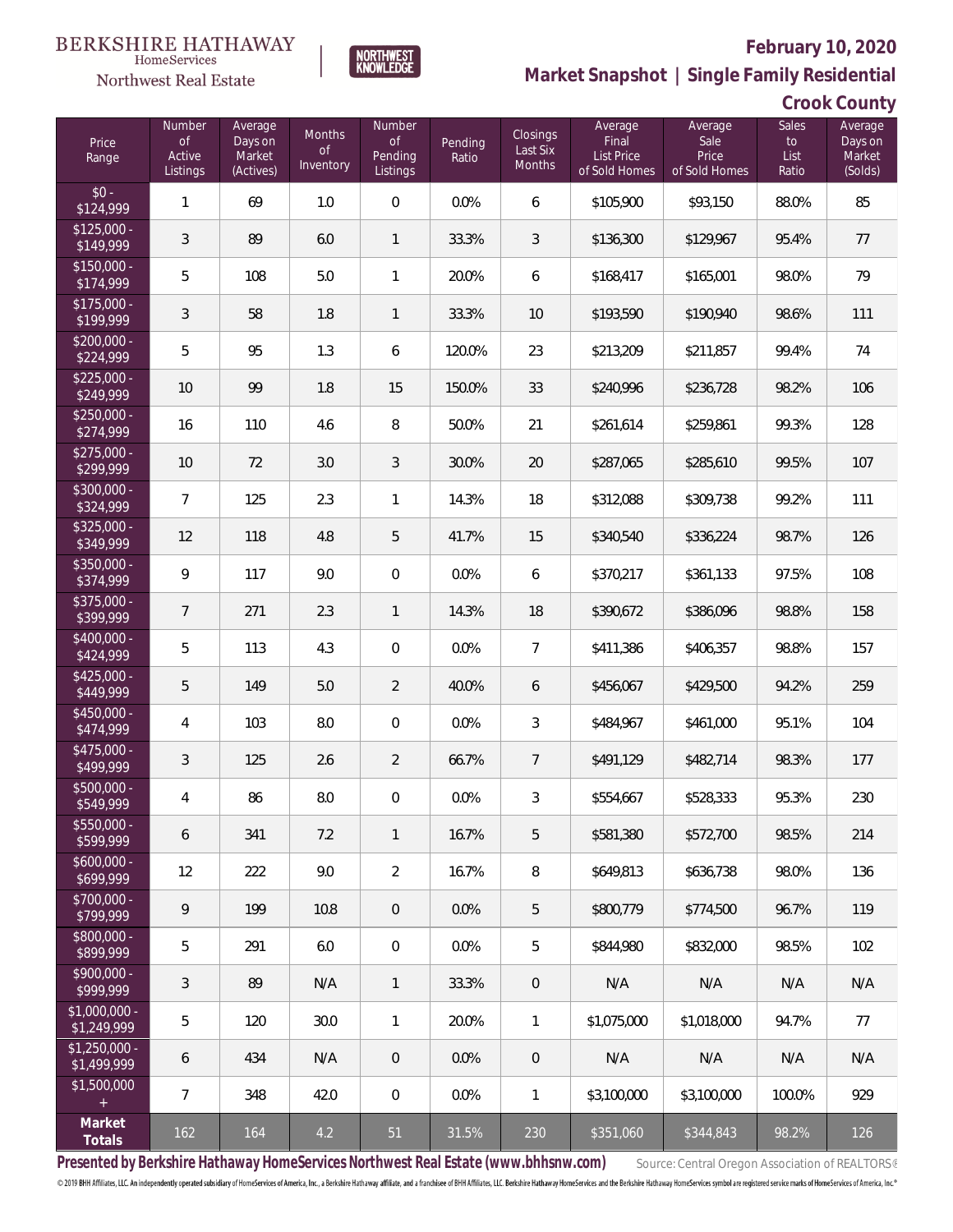BERKSHIRE HATHAWAY HomeServices Northwest Real Estate | NORTHWEST KNOWLEDGE

**February 10, 2020**

## Market Snapshot | Single Family Residential

### Crook County

| Price Range | Number of Active Listings | Average Days on Market (Actives) | Months of Inventory | Number of Pending Listings | Pending Ratio | Closings Last Six Months | Average Final List Price of Sold Homes | Average Sale Price of Sold Homes | Sales to List Ratio | Average Days on Market (Solds) |
|---|---|---|---|---|---|---|---|---|---|---|
| $0 - $124,999 | 1 | 69 | 1.0 | 0 | 0.0% | 6 | $105,900 | $93,150 | 88.0% | 85 |
| $125,000 - $149,999 | 3 | 89 | 6.0 | 1 | 33.3% | 3 | $136,300 | $129,967 | 95.4% | 77 |
| $150,000 - $174,999 | 5 | 108 | 5.0 | 1 | 20.0% | 6 | $168,417 | $165,001 | 98.0% | 79 |
| $175,000 - $199,999 | 3 | 58 | 1.8 | 1 | 33.3% | 10 | $193,590 | $190,940 | 98.6% | 111 |
| $200,000 - $224,999 | 5 | 95 | 1.3 | 6 | 120.0% | 23 | $213,209 | $211,857 | 99.4% | 74 |
| $225,000 - $249,999 | 10 | 99 | 1.8 | 15 | 150.0% | 33 | $240,996 | $236,728 | 98.2% | 106 |
| $250,000 - $274,999 | 16 | 110 | 4.6 | 8 | 50.0% | 21 | $261,614 | $259,861 | 99.3% | 128 |
| $275,000 - $299,999 | 10 | 72 | 3.0 | 3 | 30.0% | 20 | $287,065 | $285,610 | 99.5% | 107 |
| $300,000 - $324,999 | 7 | 125 | 2.3 | 1 | 14.3% | 18 | $312,088 | $309,738 | 99.2% | 111 |
| $325,000 - $349,999 | 12 | 118 | 4.8 | 5 | 41.7% | 15 | $340,540 | $336,224 | 98.7% | 126 |
| $350,000 - $374,999 | 9 | 117 | 9.0 | 0 | 0.0% | 6 | $370,217 | $361,133 | 97.5% | 108 |
| $375,000 - $399,999 | 7 | 271 | 2.3 | 1 | 14.3% | 18 | $390,672 | $386,096 | 98.8% | 158 |
| $400,000 - $424,999 | 5 | 113 | 4.3 | 0 | 0.0% | 7 | $411,386 | $406,357 | 98.8% | 157 |
| $425,000 - $449,999 | 5 | 149 | 5.0 | 2 | 40.0% | 6 | $456,067 | $429,500 | 94.2% | 259 |
| $450,000 - $474,999 | 4 | 103 | 8.0 | 0 | 0.0% | 3 | $484,967 | $461,000 | 95.1% | 104 |
| $475,000 - $499,999 | 3 | 125 | 2.6 | 2 | 66.7% | 7 | $491,129 | $482,714 | 98.3% | 177 |
| $500,000 - $549,999 | 4 | 86 | 8.0 | 0 | 0.0% | 3 | $554,667 | $528,333 | 95.3% | 230 |
| $550,000 - $599,999 | 6 | 341 | 7.2 | 1 | 16.7% | 5 | $581,380 | $572,700 | 98.5% | 214 |
| $600,000 - $699,999 | 12 | 222 | 9.0 | 2 | 16.7% | 8 | $649,813 | $636,738 | 98.0% | 136 |
| $700,000 - $799,999 | 9 | 199 | 10.8 | 0 | 0.0% | 5 | $800,779 | $774,500 | 96.7% | 119 |
| $800,000 - $899,999 | 5 | 291 | 6.0 | 0 | 0.0% | 5 | $844,980 | $832,000 | 98.5% | 102 |
| $900,000 - $999,999 | 3 | 89 | N/A | 1 | 33.3% | 0 | N/A | N/A | N/A | N/A |
| $1,000,000 - $1,249,999 | 5 | 120 | 30.0 | 1 | 20.0% | 1 | $1,075,000 | $1,018,000 | 94.7% | 77 |
| $1,250,000 - $1,499,999 | 6 | 434 | N/A | 0 | 0.0% | 0 | N/A | N/A | N/A | N/A |
| $1,500,000 + | 7 | 348 | 42.0 | 0 | 0.0% | 1 | $3,100,000 | $3,100,000 | 100.0% | 929 |
| **Market Totals** | 162 | 164 | 4.2 | 51 | 31.5% | 230 | $351,060 | $344,843 | 98.2% | 126 |

**Presented by Berkshire Hathaway HomeServices Northwest Real Estate (www.bhhsnw.com)** Source: Central Oregon Association of REALTORS®

© 2019 BHH Affiliates, LLC. An independently operated subsidiary of HomeServices of America, Inc., a Berkshire Hathaway affiliate, and a franchisee of BHH Affiliates, LLC. Berkshire Hathaway HomeServices and the Berkshire Hathaway HomeServices symbol are registered service marks of HomeServices of America, Inc.®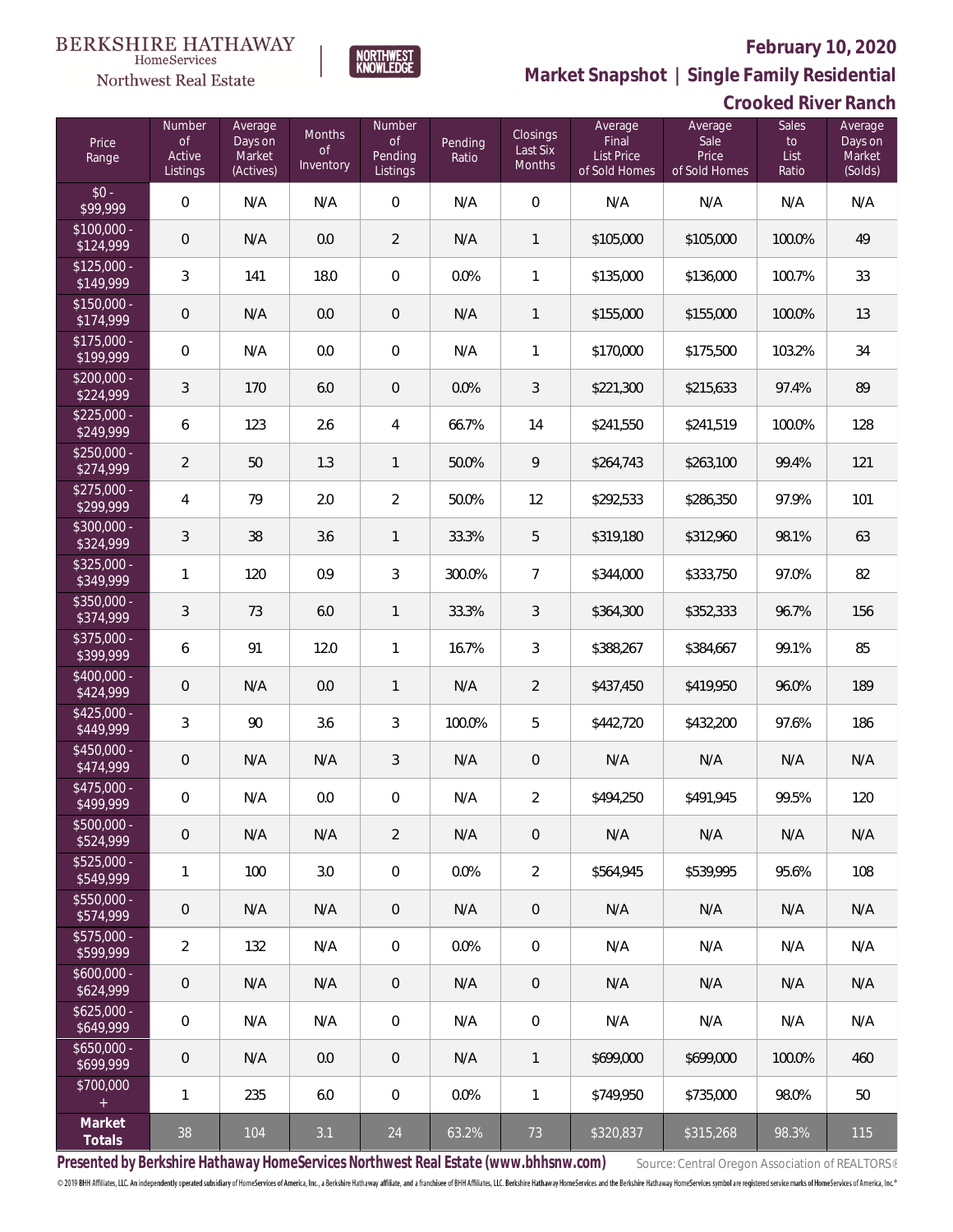BERKSHIRE HATHAWAY HomeServices Northwest Real Estate

NORTHWEST KNOWLEDGE

**February 10, 2020**

## Market Snapshot | Single Family Residential

## Crooked River Ranch

| Price Range | Number of Active Listings | Average Days on Market (Actives) | Months of Inventory | Number of Pending Listings | Pending Ratio | Closings Last Six Months | Average Final List Price of Sold Homes | Average Sale Price of Sold Homes | Sales to List Ratio | Average Days on Market (Solds) |
|---|---|---|---|---|---|---|---|---|---|---|
| $0 - $99,999 | 0 | N/A | N/A | 0 | N/A | 0 | N/A | N/A | N/A | N/A |
| $100,000 - $124,999 | 0 | N/A | 0.0 | 2 | N/A | 1 | $105,000 | $105,000 | 100.0% | 49 |
| $125,000 - $149,999 | 3 | 141 | 18.0 | 0 | 0.0% | 1 | $135,000 | $136,000 | 100.7% | 33 |
| $150,000 - $174,999 | 0 | N/A | 0.0 | 0 | N/A | 1 | $155,000 | $155,000 | 100.0% | 13 |
| $175,000 - $199,999 | 0 | N/A | 0.0 | 0 | N/A | 1 | $170,000 | $175,500 | 103.2% | 34 |
| $200,000 - $224,999 | 3 | 170 | 6.0 | 0 | 0.0% | 3 | $221,300 | $215,633 | 97.4% | 89 |
| $225,000 - $249,999 | 6 | 123 | 2.6 | 4 | 66.7% | 14 | $241,550 | $241,519 | 100.0% | 128 |
| $250,000 - $274,999 | 2 | 50 | 1.3 | 1 | 50.0% | 9 | $264,743 | $263,100 | 99.4% | 121 |
| $275,000 - $299,999 | 4 | 79 | 2.0 | 2 | 50.0% | 12 | $292,533 | $286,350 | 97.9% | 101 |
| $300,000 - $324,999 | 3 | 38 | 3.6 | 1 | 33.3% | 5 | $319,180 | $312,960 | 98.1% | 63 |
| $325,000 - $349,999 | 1 | 120 | 0.9 | 3 | 300.0% | 7 | $344,000 | $333,750 | 97.0% | 82 |
| $350,000 - $374,999 | 3 | 73 | 6.0 | 1 | 33.3% | 3 | $364,300 | $352,333 | 96.7% | 156 |
| $375,000 - $399,999 | 6 | 91 | 12.0 | 1 | 16.7% | 3 | $388,267 | $384,667 | 99.1% | 85 |
| $400,000 - $424,999 | 0 | N/A | 0.0 | 1 | N/A | 2 | $437,450 | $419,950 | 96.0% | 189 |
| $425,000 - $449,999 | 3 | 90 | 3.6 | 3 | 100.0% | 5 | $442,720 | $432,200 | 97.6% | 186 |
| $450,000 - $474,999 | 0 | N/A | N/A | 3 | N/A | 0 | N/A | N/A | N/A | N/A |
| $475,000 - $499,999 | 0 | N/A | 0.0 | 0 | N/A | 2 | $494,250 | $491,945 | 99.5% | 120 |
| $500,000 - $524,999 | 0 | N/A | N/A | 2 | N/A | 0 | N/A | N/A | N/A | N/A |
| $525,000 - $549,999 | 1 | 100 | 3.0 | 0 | 0.0% | 2 | $564,945 | $539,995 | 95.6% | 108 |
| $550,000 - $574,999 | 0 | N/A | N/A | 0 | N/A | 0 | N/A | N/A | N/A | N/A |
| $575,000 - $599,999 | 2 | 132 | N/A | 0 | 0.0% | 0 | N/A | N/A | N/A | N/A |
| $600,000 - $624,999 | 0 | N/A | N/A | 0 | N/A | 0 | N/A | N/A | N/A | N/A |
| $625,000 - $649,999 | 0 | N/A | N/A | 0 | N/A | 0 | N/A | N/A | N/A | N/A |
| $650,000 - $699,999 | 0 | N/A | 0.0 | 0 | N/A | 1 | $699,000 | $699,000 | 100.0% | 460 |
| $700,000 + | 1 | 235 | 6.0 | 0 | 0.0% | 1 | $749,950 | $735,000 | 98.0% | 50 |
| **Market Totals** | 38 | 104 | 3.1 | 24 | 63.2% | 73 | $320,837 | $315,268 | 98.3% | 115 |

**Presented by Berkshire Hathaway HomeServices Northwest Real Estate (www.bhhsnw.com)** Source: Central Oregon Association of REALTORS®

© 2019 BHH Affiliates, LLC. An independently operated subsidiary of HomeServices of America, Inc., a Berkshire Hathaway affiliate, and a franchisee of BHH Affiliates, LLC. Berkshire Hathaway HomeServices and the Berkshire Hathaway HomeServices symbol are registered service marks of HomeServices of America, Inc.®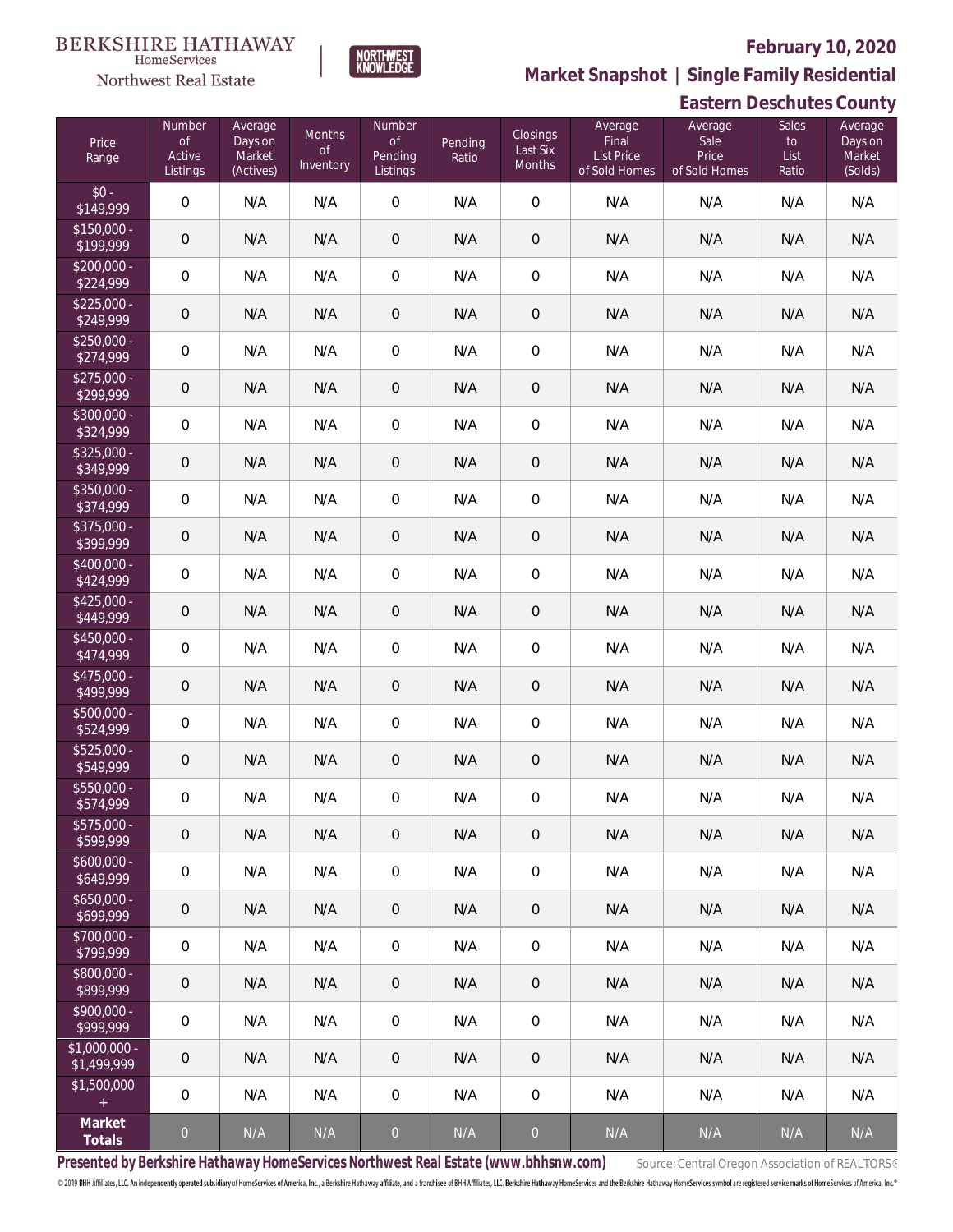BERKSHIRE HATHAWAY HomeServices Northwest Real Estate

NORTHWEST KNOWLEDGE

**February 10, 2020**

**Market Snapshot | Single Family Residential**

**Eastern Deschutes County**

| Price Range | Number of Active Listings | Average Days on Market (Actives) | Months of Inventory | Number of Pending Listings | Pending Ratio | Closings Last Six Months | Average Final List Price of Sold Homes | Average Sale Price of Sold Homes | Sales to List Ratio | Average Days on Market (Solds) |
|---|---|---|---|---|---|---|---|---|---|---|
| $0 - $149,999 | 0 | N/A | N/A | 0 | N/A | 0 | N/A | N/A | N/A | N/A |
| $150,000 - $199,999 | 0 | N/A | N/A | 0 | N/A | 0 | N/A | N/A | N/A | N/A |
| $200,000 - $224,999 | 0 | N/A | N/A | 0 | N/A | 0 | N/A | N/A | N/A | N/A |
| $225,000 - $249,999 | 0 | N/A | N/A | 0 | N/A | 0 | N/A | N/A | N/A | N/A |
| $250,000 - $274,999 | 0 | N/A | N/A | 0 | N/A | 0 | N/A | N/A | N/A | N/A |
| $275,000 - $299,999 | 0 | N/A | N/A | 0 | N/A | 0 | N/A | N/A | N/A | N/A |
| $300,000 - $324,999 | 0 | N/A | N/A | 0 | N/A | 0 | N/A | N/A | N/A | N/A |
| $325,000 - $349,999 | 0 | N/A | N/A | 0 | N/A | 0 | N/A | N/A | N/A | N/A |
| $350,000 - $374,999 | 0 | N/A | N/A | 0 | N/A | 0 | N/A | N/A | N/A | N/A |
| $375,000 - $399,999 | 0 | N/A | N/A | 0 | N/A | 0 | N/A | N/A | N/A | N/A |
| $400,000 - $424,999 | 0 | N/A | N/A | 0 | N/A | 0 | N/A | N/A | N/A | N/A |
| $425,000 - $449,999 | 0 | N/A | N/A | 0 | N/A | 0 | N/A | N/A | N/A | N/A |
| $450,000 - $474,999 | 0 | N/A | N/A | 0 | N/A | 0 | N/A | N/A | N/A | N/A |
| $475,000 - $499,999 | 0 | N/A | N/A | 0 | N/A | 0 | N/A | N/A | N/A | N/A |
| $500,000 - $524,999 | 0 | N/A | N/A | 0 | N/A | 0 | N/A | N/A | N/A | N/A |
| $525,000 - $549,999 | 0 | N/A | N/A | 0 | N/A | 0 | N/A | N/A | N/A | N/A |
| $550,000 - $574,999 | 0 | N/A | N/A | 0 | N/A | 0 | N/A | N/A | N/A | N/A |
| $575,000 - $599,999 | 0 | N/A | N/A | 0 | N/A | 0 | N/A | N/A | N/A | N/A |
| $600,000 - $649,999 | 0 | N/A | N/A | 0 | N/A | 0 | N/A | N/A | N/A | N/A |
| $650,000 - $699,999 | 0 | N/A | N/A | 0 | N/A | 0 | N/A | N/A | N/A | N/A |
| $700,000 - $799,999 | 0 | N/A | N/A | 0 | N/A | 0 | N/A | N/A | N/A | N/A |
| $800,000 - $899,999 | 0 | N/A | N/A | 0 | N/A | 0 | N/A | N/A | N/A | N/A |
| $900,000 - $999,999 | 0 | N/A | N/A | 0 | N/A | 0 | N/A | N/A | N/A | N/A |
| $1,000,000 - $1,499,999 | 0 | N/A | N/A | 0 | N/A | 0 | N/A | N/A | N/A | N/A |
| $1,500,000 + | 0 | N/A | N/A | 0 | N/A | 0 | N/A | N/A | N/A | N/A |
| **Market Totals** | 0 | N/A | N/A | 0 | N/A | 0 | N/A | N/A | N/A | N/A |

**Presented by Berkshire Hathaway HomeServices Northwest Real Estate (www.bhhsnw.com)** Source: Central Oregon Association of REALTORS®

© 2019 BHH Affiliates, LLC. An independently operated subsidiary of HomeServices of America, Inc., a Berkshire Hathaway affiliate, and a franchisee of BHH Affiliates, LLC. Berkshire Hathaway HomeServices and the Berkshire Hathaway HomeServices symbol are registered service marks of HomeServices of America, Inc.®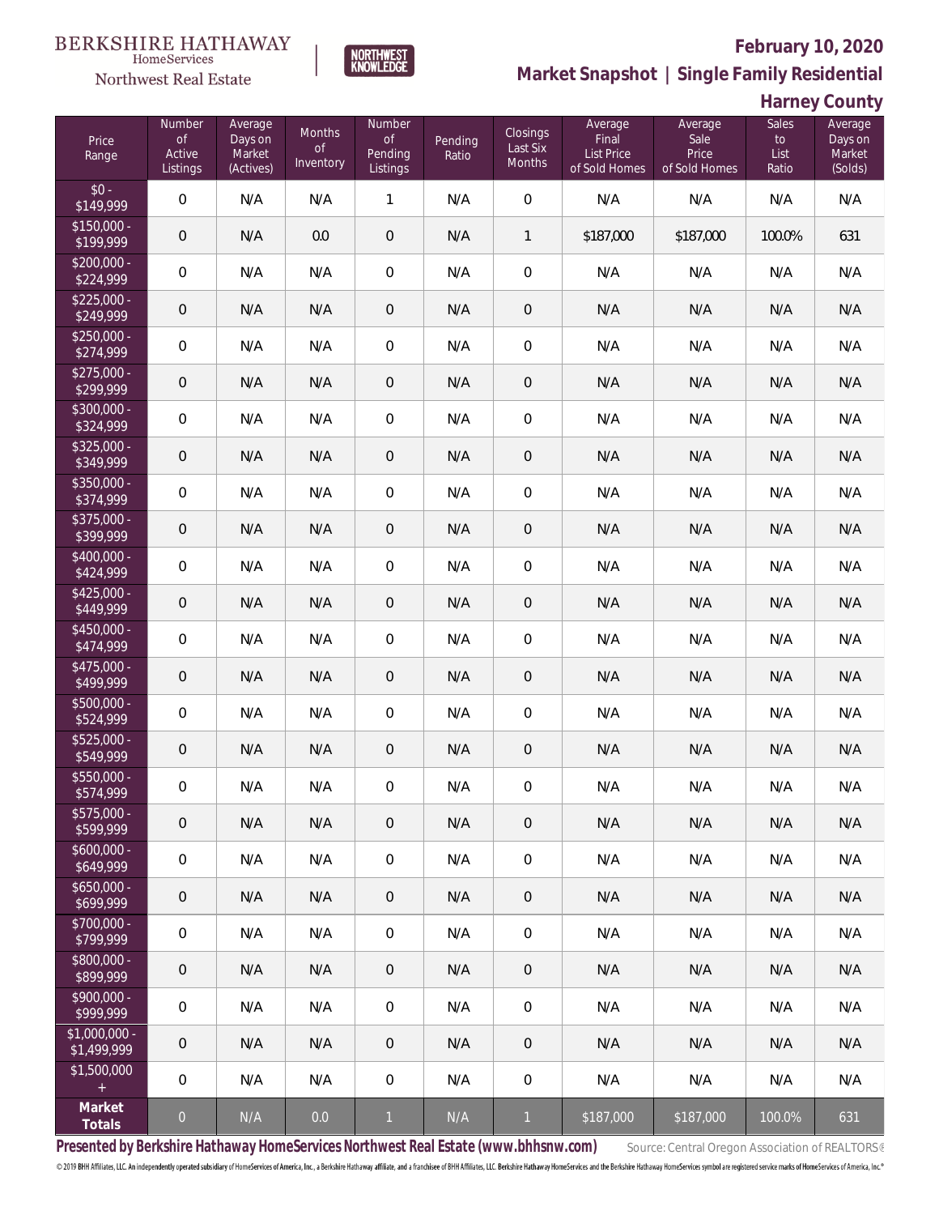BERKSHIRE HATHAWAY HomeServices Northwest Real Estate

NORTHWEST KNOWLEDGE

## February 10, 2020

## Market Snapshot | Single Family Residential

## Harney County

| Price Range | Number of Active Listings | Average Days on Market (Actives) | Months of Inventory | Number of Pending Listings | Pending Ratio | Closings Last Six Months | Average Final List Price of Sold Homes | Average Sale Price of Sold Homes | Sales to List Ratio | Average Days on Market (Solds) |
|---|---|---|---|---|---|---|---|---|---|---|
| $0 - $149,999 | 0 | N/A | N/A | 1 | N/A | 0 | N/A | N/A | N/A | N/A |
| $150,000 - $199,999 | 0 | N/A | 0.0 | 0 | N/A | 1 | $187,000 | $187,000 | 100.0% | 631 |
| $200,000 - $224,999 | 0 | N/A | N/A | 0 | N/A | 0 | N/A | N/A | N/A | N/A |
| $225,000 - $249,999 | 0 | N/A | N/A | 0 | N/A | 0 | N/A | N/A | N/A | N/A |
| $250,000 - $274,999 | 0 | N/A | N/A | 0 | N/A | 0 | N/A | N/A | N/A | N/A |
| $275,000 - $299,999 | 0 | N/A | N/A | 0 | N/A | 0 | N/A | N/A | N/A | N/A |
| $300,000 - $324,999 | 0 | N/A | N/A | 0 | N/A | 0 | N/A | N/A | N/A | N/A |
| $325,000 - $349,999 | 0 | N/A | N/A | 0 | N/A | 0 | N/A | N/A | N/A | N/A |
| $350,000 - $374,999 | 0 | N/A | N/A | 0 | N/A | 0 | N/A | N/A | N/A | N/A |
| $375,000 - $399,999 | 0 | N/A | N/A | 0 | N/A | 0 | N/A | N/A | N/A | N/A |
| $400,000 - $424,999 | 0 | N/A | N/A | 0 | N/A | 0 | N/A | N/A | N/A | N/A |
| $425,000 - $449,999 | 0 | N/A | N/A | 0 | N/A | 0 | N/A | N/A | N/A | N/A |
| $450,000 - $474,999 | 0 | N/A | N/A | 0 | N/A | 0 | N/A | N/A | N/A | N/A |
| $475,000 - $499,999 | 0 | N/A | N/A | 0 | N/A | 0 | N/A | N/A | N/A | N/A |
| $500,000 - $524,999 | 0 | N/A | N/A | 0 | N/A | 0 | N/A | N/A | N/A | N/A |
| $525,000 - $549,999 | 0 | N/A | N/A | 0 | N/A | 0 | N/A | N/A | N/A | N/A |
| $550,000 - $574,999 | 0 | N/A | N/A | 0 | N/A | 0 | N/A | N/A | N/A | N/A |
| $575,000 - $599,999 | 0 | N/A | N/A | 0 | N/A | 0 | N/A | N/A | N/A | N/A |
| $600,000 - $649,999 | 0 | N/A | N/A | 0 | N/A | 0 | N/A | N/A | N/A | N/A |
| $650,000 - $699,999 | 0 | N/A | N/A | 0 | N/A | 0 | N/A | N/A | N/A | N/A |
| $700,000 - $799,999 | 0 | N/A | N/A | 0 | N/A | 0 | N/A | N/A | N/A | N/A |
| $800,000 - $899,999 | 0 | N/A | N/A | 0 | N/A | 0 | N/A | N/A | N/A | N/A |
| $900,000 - $999,999 | 0 | N/A | N/A | 0 | N/A | 0 | N/A | N/A | N/A | N/A |
| $1,000,000 - $1,499,999 | 0 | N/A | N/A | 0 | N/A | 0 | N/A | N/A | N/A | N/A |
| $1,500,000 + | 0 | N/A | N/A | 0 | N/A | 0 | N/A | N/A | N/A | N/A |
| **Market Totals** | 0 | N/A | 0.0 | 1 | N/A | 1 | $187,000 | $187,000 | 100.0% | 631 |

**Presented by Berkshire Hathaway HomeServices Northwest Real Estate (www.bhhsnw.com)**

Source: Central Oregon Association of REALTORS®

© 2019 BHH Affiliates, LLC. An independently operated subsidiary of HomeServices of America, Inc., a Berkshire Hathaway affiliate, and a franchisee of BHH Affiliates, LLC. Berkshire Hathaway HomeServices and the Berkshire Hathaway HomeServices symbol are registered service marks of HomeServices of America, Inc.®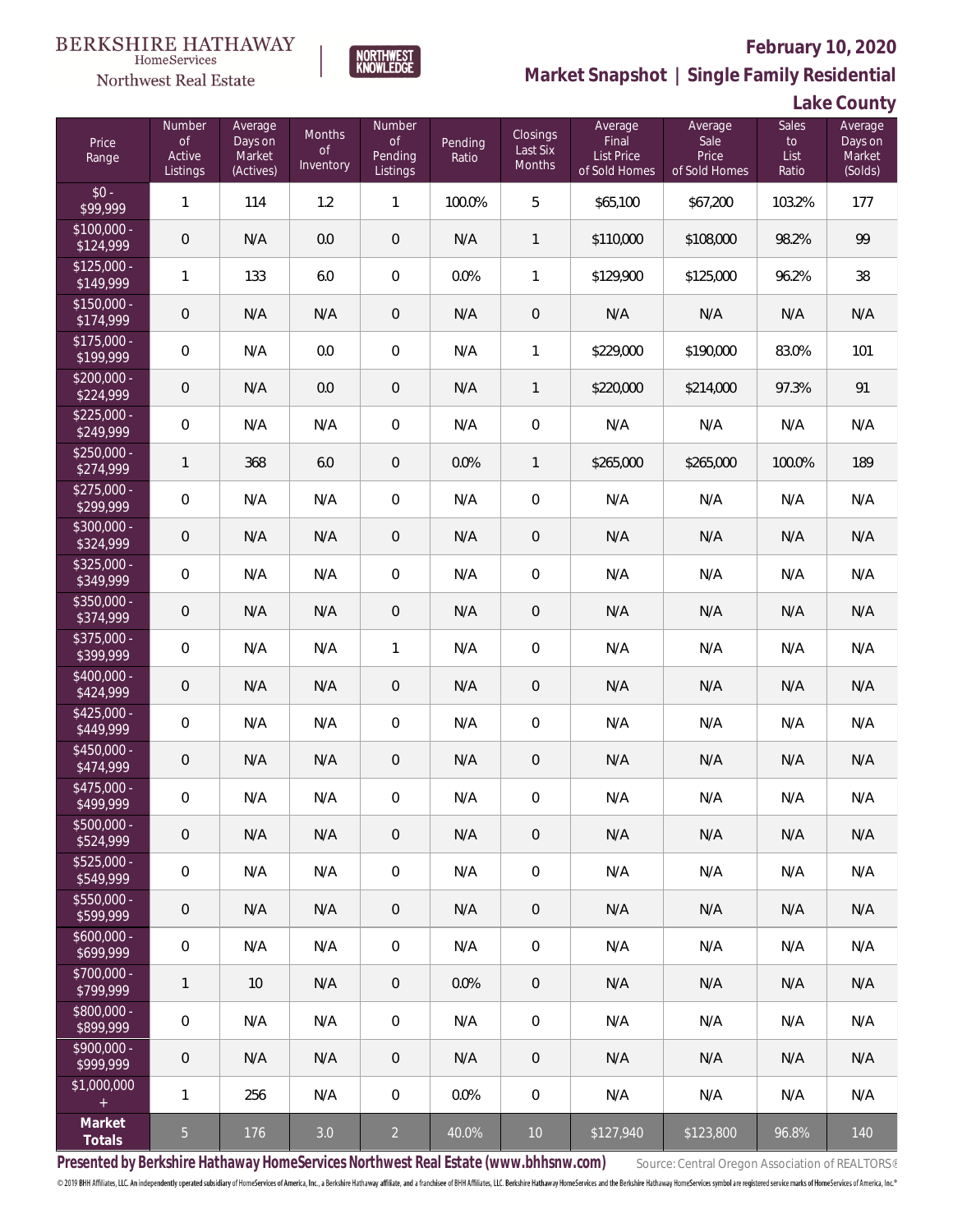BERKSHIRE HATHAWAY HomeServices Northwest Real Estate

NORTHWEST KNOWLEDGE

# February 10, 2020

## Market Snapshot | Single Family Residential

## Lake County

| Price Range | Number of Active Listings | Average Days on Market (Actives) | Months of Inventory | Number of Pending Listings | Pending Ratio | Closings Last Six Months | Average Final List Price of Sold Homes | Average Sale Price of Sold Homes | Sales to List Ratio | Average Days on Market (Solds) |
|---|---|---|---|---|---|---|---|---|---|---|
| $0 - $99,999 | 1 | 114 | 1.2 | 1 | 100.0% | 5 | $65,100 | $67,200 | 103.2% | 177 |
| $100,000 - $124,999 | 0 | N/A | 0.0 | 0 | N/A | 1 | $110,000 | $108,000 | 98.2% | 99 |
| $125,000 - $149,999 | 1 | 133 | 6.0 | 0 | 0.0% | 1 | $129,900 | $125,000 | 96.2% | 38 |
| $150,000 - $174,999 | 0 | N/A | N/A | 0 | N/A | 0 | N/A | N/A | N/A | N/A |
| $175,000 - $199,999 | 0 | N/A | 0.0 | 0 | N/A | 1 | $229,000 | $190,000 | 83.0% | 101 |
| $200,000 - $224,999 | 0 | N/A | 0.0 | 0 | N/A | 1 | $220,000 | $214,000 | 97.3% | 91 |
| $225,000 - $249,999 | 0 | N/A | N/A | 0 | N/A | 0 | N/A | N/A | N/A | N/A |
| $250,000 - $274,999 | 1 | 368 | 6.0 | 0 | 0.0% | 1 | $265,000 | $265,000 | 100.0% | 189 |
| $275,000 - $299,999 | 0 | N/A | N/A | 0 | N/A | 0 | N/A | N/A | N/A | N/A |
| $300,000 - $324,999 | 0 | N/A | N/A | 0 | N/A | 0 | N/A | N/A | N/A | N/A |
| $325,000 - $349,999 | 0 | N/A | N/A | 0 | N/A | 0 | N/A | N/A | N/A | N/A |
| $350,000 - $374,999 | 0 | N/A | N/A | 0 | N/A | 0 | N/A | N/A | N/A | N/A |
| $375,000 - $399,999 | 0 | N/A | N/A | 1 | N/A | 0 | N/A | N/A | N/A | N/A |
| $400,000 - $424,999 | 0 | N/A | N/A | 0 | N/A | 0 | N/A | N/A | N/A | N/A |
| $425,000 - $449,999 | 0 | N/A | N/A | 0 | N/A | 0 | N/A | N/A | N/A | N/A |
| $450,000 - $474,999 | 0 | N/A | N/A | 0 | N/A | 0 | N/A | N/A | N/A | N/A |
| $475,000 - $499,999 | 0 | N/A | N/A | 0 | N/A | 0 | N/A | N/A | N/A | N/A |
| $500,000 - $524,999 | 0 | N/A | N/A | 0 | N/A | 0 | N/A | N/A | N/A | N/A |
| $525,000 - $549,999 | 0 | N/A | N/A | 0 | N/A | 0 | N/A | N/A | N/A | N/A |
| $550,000 - $599,999 | 0 | N/A | N/A | 0 | N/A | 0 | N/A | N/A | N/A | N/A |
| $600,000 - $699,999 | 0 | N/A | N/A | 0 | N/A | 0 | N/A | N/A | N/A | N/A |
| $700,000 - $799,999 | 1 | 10 | N/A | 0 | 0.0% | 0 | N/A | N/A | N/A | N/A |
| $800,000 - $899,999 | 0 | N/A | N/A | 0 | N/A | 0 | N/A | N/A | N/A | N/A |
| $900,000 - $999,999 | 0 | N/A | N/A | 0 | N/A | 0 | N/A | N/A | N/A | N/A |
| $1,000,000 + | 1 | 256 | N/A | 0 | 0.0% | 0 | N/A | N/A | N/A | N/A |
| **Market Totals** | 5 | 176 | 3.0 | 2 | 40.0% | 10 | $127,940 | $123,800 | 96.8% | 140 |

**Presented by Berkshire Hathaway HomeServices Northwest Real Estate (www.bhhsnw.com)** Source: Central Oregon Association of REALTORS®

© 2019 BHH Affiliates, LLC. An independently operated subsidiary of HomeServices of America, Inc., a Berkshire Hathaway affiliate, and a franchisee of BHH Affiliates, LLC. Berkshire Hathaway HomeServices and the Berkshire Hathaway HomeServices symbol are registered service marks of HomeServices of America, Inc.®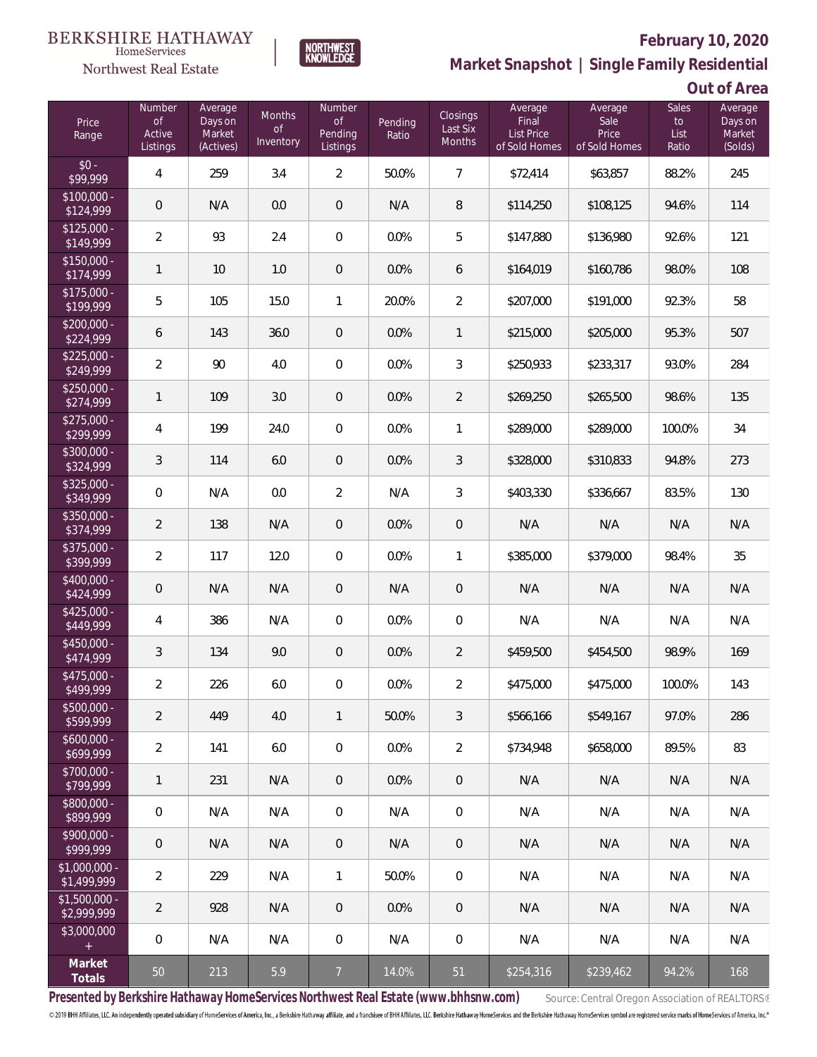BERKSHIRE HATHAWAY HomeServices Northwest Real Estate

NORTHWEST KNOWLEDGE

**February 10, 2020**

**Market Snapshot | Single Family Residential**

**Out of Area**

| Price Range | Number of Active Listings | Average Days on Market (Actives) | Months of Inventory | Number of Pending Listings | Pending Ratio | Closings Last Six Months | Average Final List Price of Sold Homes | Average Sale Price of Sold Homes | Sales to List Ratio | Average Days on Market (Solds) |
|---|---|---|---|---|---|---|---|---|---|---|
| $0 - $99,999 | 4 | 259 | 3.4 | 2 | 50.0% | 7 | $72,414 | $63,857 | 88.2% | 245 |
| $100,000 - $124,999 | 0 | N/A | 0.0 | 0 | N/A | 8 | $114,250 | $108,125 | 94.6% | 114 |
| $125,000 - $149,999 | 2 | 93 | 2.4 | 0 | 0.0% | 5 | $147,880 | $136,980 | 92.6% | 121 |
| $150,000 - $174,999 | 1 | 10 | 1.0 | 0 | 0.0% | 6 | $164,019 | $160,786 | 98.0% | 108 |
| $175,000 - $199,999 | 5 | 105 | 15.0 | 1 | 20.0% | 2 | $207,000 | $191,000 | 92.3% | 58 |
| $200,000 - $224,999 | 6 | 143 | 36.0 | 0 | 0.0% | 1 | $215,000 | $205,000 | 95.3% | 507 |
| $225,000 - $249,999 | 2 | 90 | 4.0 | 0 | 0.0% | 3 | $250,933 | $233,317 | 93.0% | 284 |
| $250,000 - $274,999 | 1 | 109 | 3.0 | 0 | 0.0% | 2 | $269,250 | $265,500 | 98.6% | 135 |
| $275,000 - $299,999 | 4 | 199 | 24.0 | 0 | 0.0% | 1 | $289,000 | $289,000 | 100.0% | 34 |
| $300,000 - $324,999 | 3 | 114 | 6.0 | 0 | 0.0% | 3 | $328,000 | $310,833 | 94.8% | 273 |
| $325,000 - $349,999 | 0 | N/A | 0.0 | 2 | N/A | 3 | $403,330 | $336,667 | 83.5% | 130 |
| $350,000 - $374,999 | 2 | 138 | N/A | 0 | 0.0% | 0 | N/A | N/A | N/A | N/A |
| $375,000 - $399,999 | 2 | 117 | 12.0 | 0 | 0.0% | 1 | $385,000 | $379,000 | 98.4% | 35 |
| $400,000 - $424,999 | 0 | N/A | N/A | 0 | N/A | 0 | N/A | N/A | N/A | N/A |
| $425,000 - $449,999 | 4 | 386 | N/A | 0 | 0.0% | 0 | N/A | N/A | N/A | N/A |
| $450,000 - $474,999 | 3 | 134 | 9.0 | 0 | 0.0% | 2 | $459,500 | $454,500 | 98.9% | 169 |
| $475,000 - $499,999 | 2 | 226 | 6.0 | 0 | 0.0% | 2 | $475,000 | $475,000 | 100.0% | 143 |
| $500,000 - $599,999 | 2 | 449 | 4.0 | 1 | 50.0% | 3 | $566,166 | $549,167 | 97.0% | 286 |
| $600,000 - $699,999 | 2 | 141 | 6.0 | 0 | 0.0% | 2 | $734,948 | $658,000 | 89.5% | 83 |
| $700,000 - $799,999 | 1 | 231 | N/A | 0 | 0.0% | 0 | N/A | N/A | N/A | N/A |
| $800,000 - $899,999 | 0 | N/A | N/A | 0 | N/A | 0 | N/A | N/A | N/A | N/A |
| $900,000 - $999,999 | 0 | N/A | N/A | 0 | N/A | 0 | N/A | N/A | N/A | N/A |
| $1,000,000 - $1,499,999 | 2 | 229 | N/A | 1 | 50.0% | 0 | N/A | N/A | N/A | N/A |
| $1,500,000 - $2,999,999 | 2 | 928 | N/A | 0 | 0.0% | 0 | N/A | N/A | N/A | N/A |
| $3,000,000 + | 0 | N/A | N/A | 0 | N/A | 0 | N/A | N/A | N/A | N/A |
| **Market Totals** | 50 | 213 | 5.9 | 7 | 14.0% | 51 | $254,316 | $239,462 | 94.2% | 168 |

**Presented by Berkshire Hathaway HomeServices Northwest Real Estate (www.bhhsnw.com)** Source: Central Oregon Association of REALTORS®

© 2019 BHH Affiliates, LLC. An independently operated subsidiary of HomeServices of America, Inc., a Berkshire Hathaway affiliate, and a franchisee of BHH Affiliates, LLC. Berkshire Hathaway HomeServices and the Berkshire Hathaway HomeServices symbol are registered service marks of HomeServices of America, Inc.®